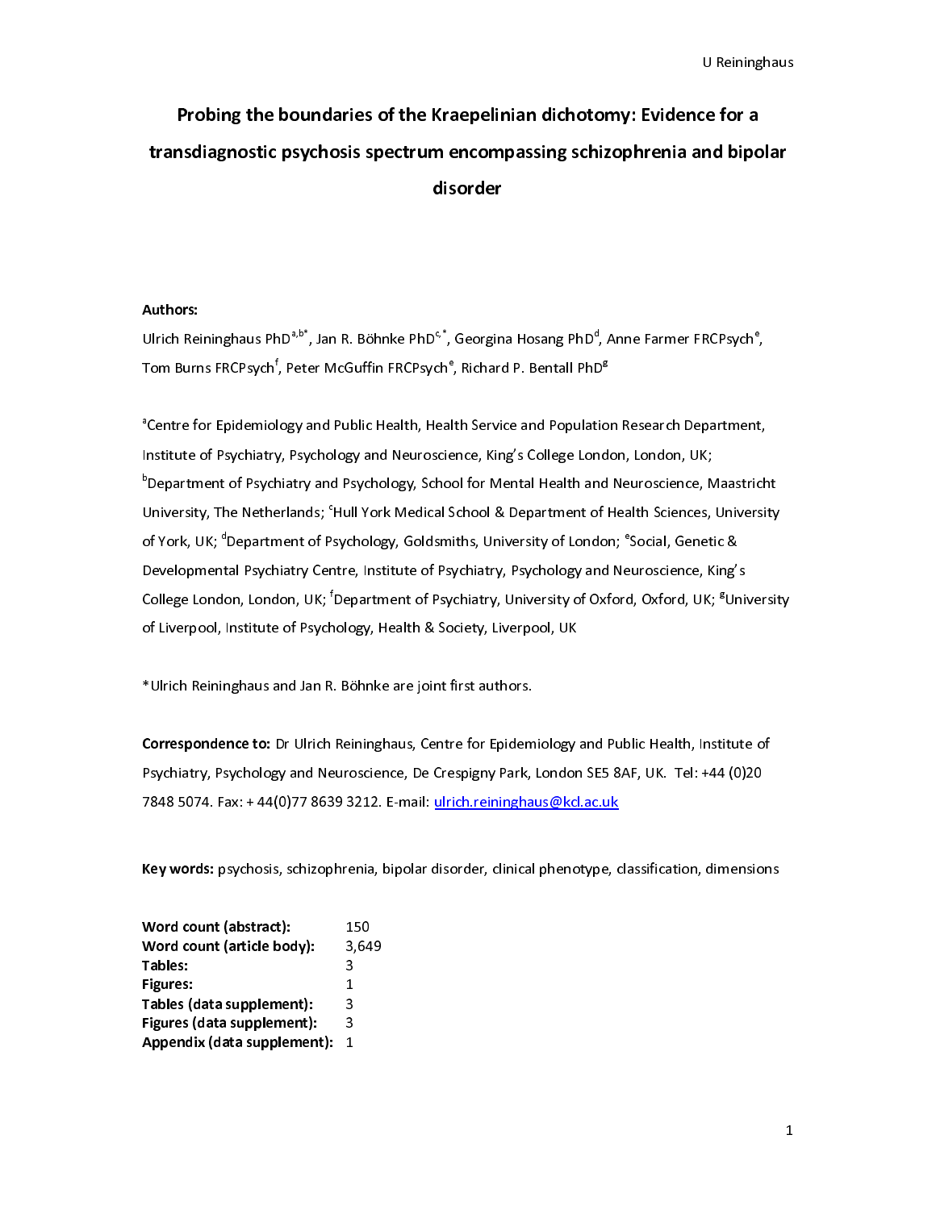# Probing the boundaries of the Kraepelinian dichotomy: Evidence for a transdiagnostic psychosis spectrum encompassing schizophrenia and bipolar disorder

**Authors:**

Ulrich Reininghaus PhD[a,b*], Jan R. Böhnke PhD[c,*], Georgina Hosang PhD[d], Anne Farmer FRCPsych[e], Tom Burns FRCPsych[f], Peter McGuffin FRCPsych[e], Richard P. Bentall PhD[g]

[a]Centre for Epidemiology and Public Health, Health Service and Population Research Department, Institute of Psychiatry, Psychology and Neuroscience, King's College London, London, UK; [b]Department of Psychiatry and Psychology, School for Mental Health and Neuroscience, Maastricht University, The Netherlands; [c]Hull York Medical School & Department of Health Sciences, University of York, UK; [d]Department of Psychology, Goldsmiths, University of London; [e]Social, Genetic & Developmental Psychiatry Centre, Institute of Psychiatry, Psychology and Neuroscience, King's College London, London, UK; [f]Department of Psychiatry, University of Oxford, Oxford, UK; [g]University of Liverpool, Institute of Psychology, Health & Society, Liverpool, UK

*Ulrich Reininghaus and Jan R. Böhnke are joint first authors.

**Correspondence to:** Dr Ulrich Reininghaus, Centre for Epidemiology and Public Health, Institute of Psychiatry, Psychology and Neuroscience, De Crespigny Park, London SE5 8AF, UK. Tel: +44 (0)20 7848 5074. Fax: + 44(0)77 8639 3212. E-mail: ulrich.reininghaus@kcl.ac.uk

**Key words:** psychosis, schizophrenia, bipolar disorder, clinical phenotype, classification, dimensions

**Word count (abstract):** 150
**Word count (article body):** 3,649
**Tables:** 3
**Figures:** 1
**Tables (data supplement):** 3
**Figures (data supplement):** 3
**Appendix (data supplement):** 1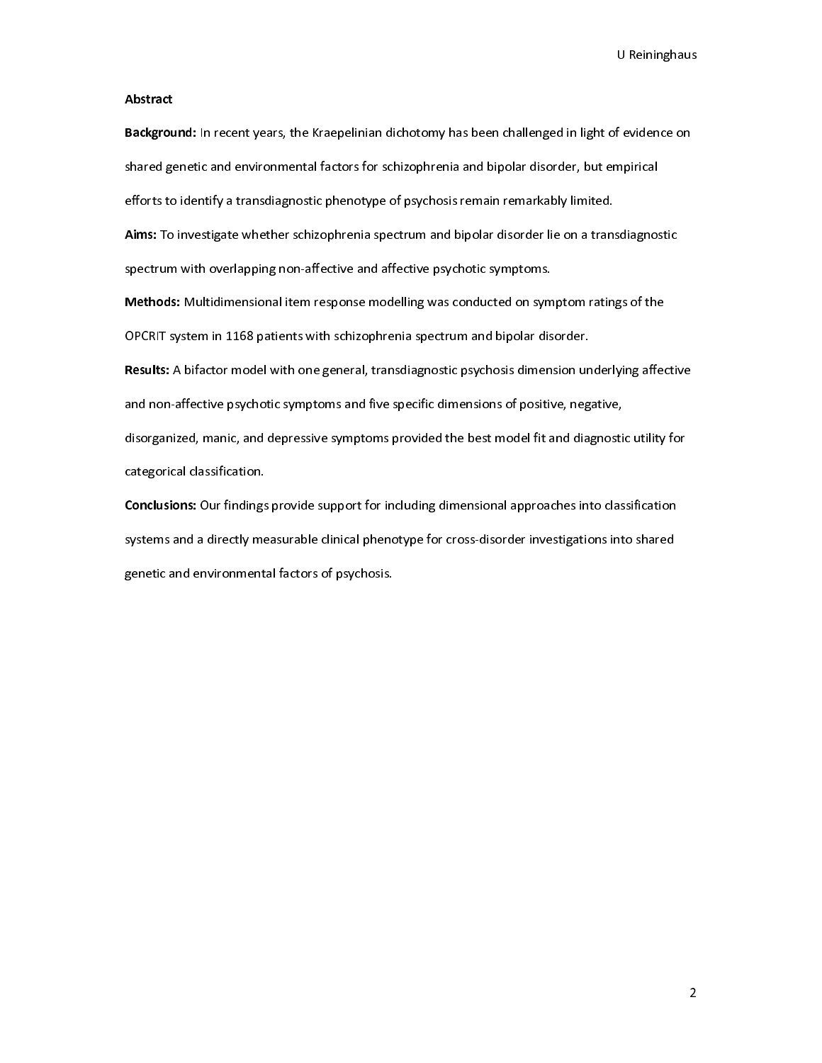## Abstract

**Background:** In recent years, the Kraepelinian dichotomy has been challenged in light of evidence on shared genetic and environmental factors for schizophrenia and bipolar disorder, but empirical efforts to identify a transdiagnostic phenotype of psychosis remain remarkably limited.

**Aims:** To investigate whether schizophrenia spectrum and bipolar disorder lie on a transdiagnostic spectrum with overlapping non-affective and affective psychotic symptoms.

**Methods:** Multidimensional item response modelling was conducted on symptom ratings of the OPCRIT system in 1168 patients with schizophrenia spectrum and bipolar disorder.

**Results:** A bifactor model with one general, transdiagnostic psychosis dimension underlying affective and non-affective psychotic symptoms and five specific dimensions of positive, negative, disorganized, manic, and depressive symptoms provided the best model fit and diagnostic utility for categorical classification.

**Conclusions:** Our findings provide support for including dimensional approaches into classification systems and a directly measurable clinical phenotype for cross-disorder investigations into shared genetic and environmental factors of psychosis.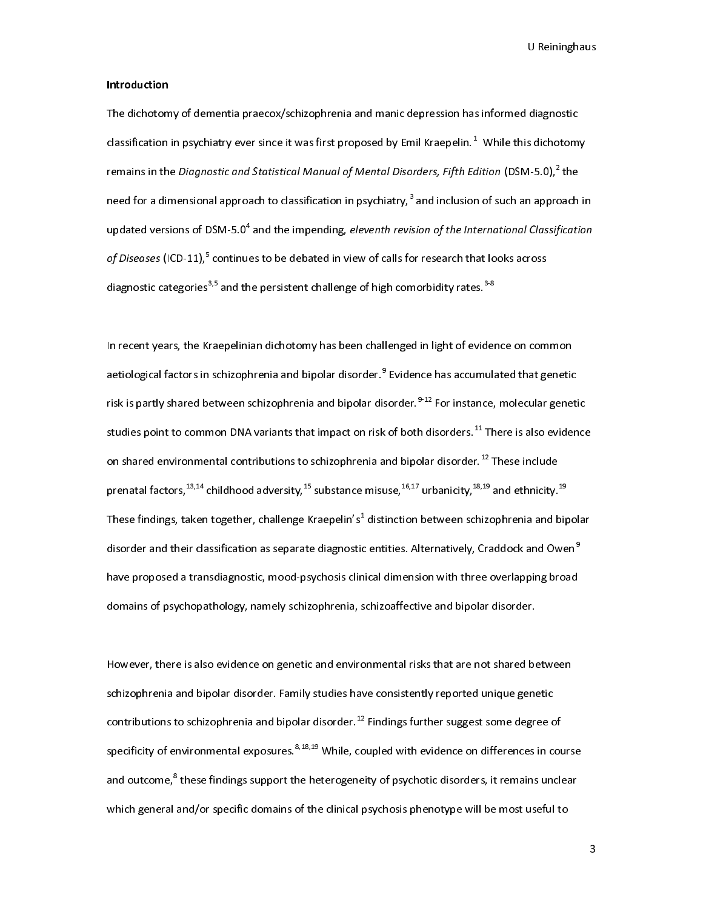## Introduction

The dichotomy of dementia praecox/schizophrenia and manic depression has informed diagnostic classification in psychiatry ever since it was first proposed by Emil Kraepelin.[1] While this dichotomy remains in the *Diagnostic and Statistical Manual of Mental Disorders, Fifth Edition* (DSM-5.0),[2] the need for a dimensional approach to classification in psychiatry,[3] and inclusion of such an approach in updated versions of DSM-5.0[4] and the impending, *eleventh revision of the International Classification of Diseases* (ICD-11),[5] continues to be debated in view of calls for research that looks across diagnostic categories[3,5] and the persistent challenge of high comorbidity rates.[3-8]

In recent years, the Kraepelinian dichotomy has been challenged in light of evidence on common aetiological factors in schizophrenia and bipolar disorder.[9] Evidence has accumulated that genetic risk is partly shared between schizophrenia and bipolar disorder.[9-12] For instance, molecular genetic studies point to common DNA variants that impact on risk of both disorders.[11] There is also evidence on shared environmental contributions to schizophrenia and bipolar disorder.[12] These include prenatal factors,[13,14] childhood adversity,[15] substance misuse,[16,17] urbanicity,[18,19] and ethnicity.[19] These findings, taken together, challenge Kraepelin's[1] distinction between schizophrenia and bipolar disorder and their classification as separate diagnostic entities. Alternatively, Craddock and Owen[9] have proposed a transdiagnostic, mood-psychosis clinical dimension with three overlapping broad domains of psychopathology, namely schizophrenia, schizoaffective and bipolar disorder.

However, there is also evidence on genetic and environmental risks that are not shared between schizophrenia and bipolar disorder. Family studies have consistently reported unique genetic contributions to schizophrenia and bipolar disorder.[12] Findings further suggest some degree of specificity of environmental exposures.[8,18,19] While, coupled with evidence on differences in course and outcome,[8] these findings support the heterogeneity of psychotic disorders, it remains unclear which general and/or specific domains of the clinical psychosis phenotype will be most useful to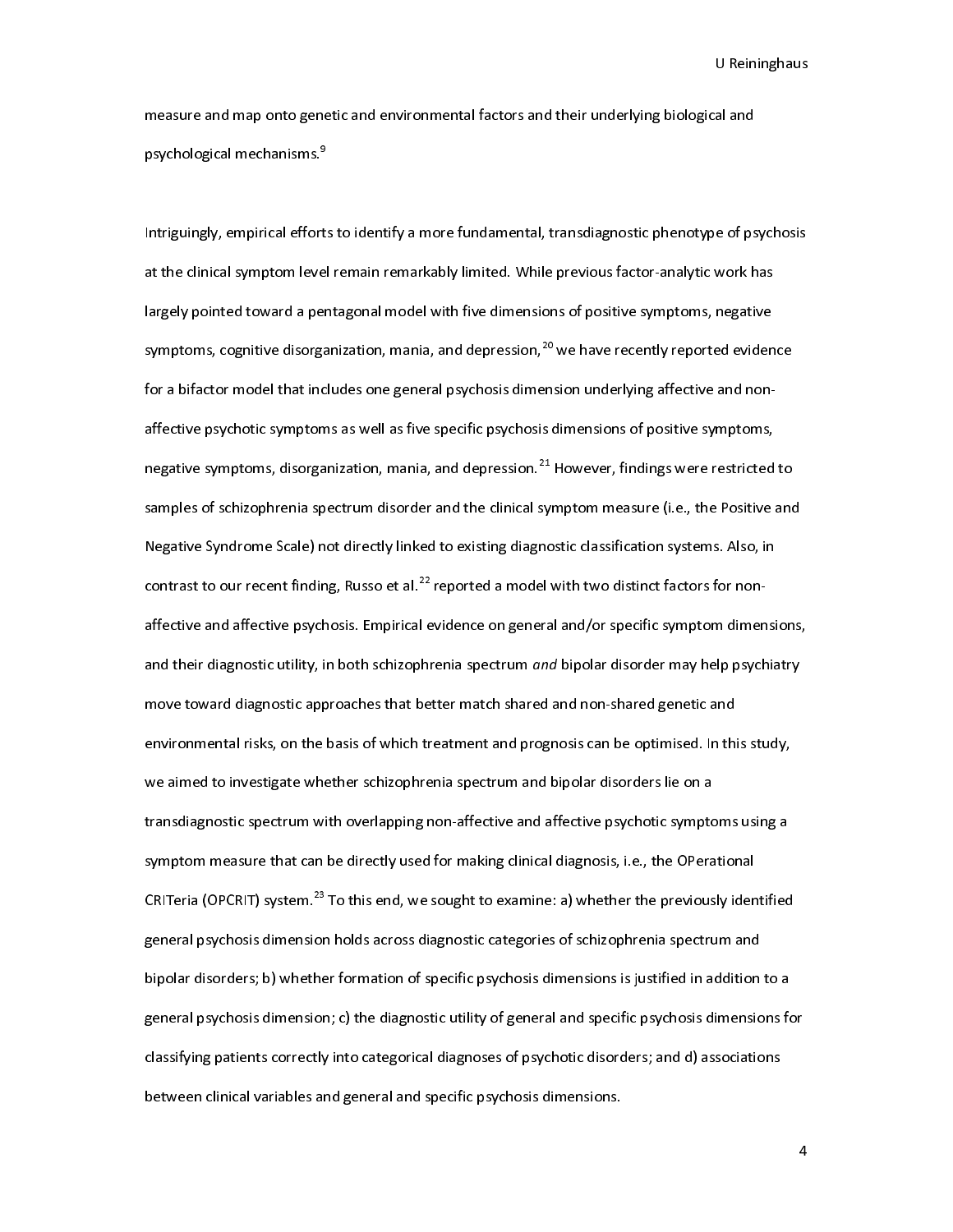measure and map onto genetic and environmental factors and their underlying biological and psychological mechanisms.[9]

Intriguingly, empirical efforts to identify a more fundamental, transdiagnostic phenotype of psychosis at the clinical symptom level remain remarkably limited. While previous factor-analytic work has largely pointed toward a pentagonal model with five dimensions of positive symptoms, negative symptoms, cognitive disorganization, mania, and depression,[20] we have recently reported evidence for a bifactor model that includes one general psychosis dimension underlying affective and non-affective psychotic symptoms as well as five specific psychosis dimensions of positive symptoms, negative symptoms, disorganization, mania, and depression.[21] However, findings were restricted to samples of schizophrenia spectrum disorder and the clinical symptom measure (i.e., the Positive and Negative Syndrome Scale) not directly linked to existing diagnostic classification systems. Also, in contrast to our recent finding, Russo et al.[22] reported a model with two distinct factors for non-affective and affective psychosis. Empirical evidence on general and/or specific symptom dimensions, and their diagnostic utility, in both schizophrenia spectrum *and* bipolar disorder may help psychiatry move toward diagnostic approaches that better match shared and non-shared genetic and environmental risks, on the basis of which treatment and prognosis can be optimised. In this study, we aimed to investigate whether schizophrenia spectrum and bipolar disorders lie on a transdiagnostic spectrum with overlapping non-affective and affective psychotic symptoms using a symptom measure that can be directly used for making clinical diagnosis, i.e., the OPerational CRITeria (OPCRIT) system.[23] To this end, we sought to examine: a) whether the previously identified general psychosis dimension holds across diagnostic categories of schizophrenia spectrum and bipolar disorders; b) whether formation of specific psychosis dimensions is justified in addition to a general psychosis dimension; c) the diagnostic utility of general and specific psychosis dimensions for classifying patients correctly into categorical diagnoses of psychotic disorders; and d) associations between clinical variables and general and specific psychosis dimensions.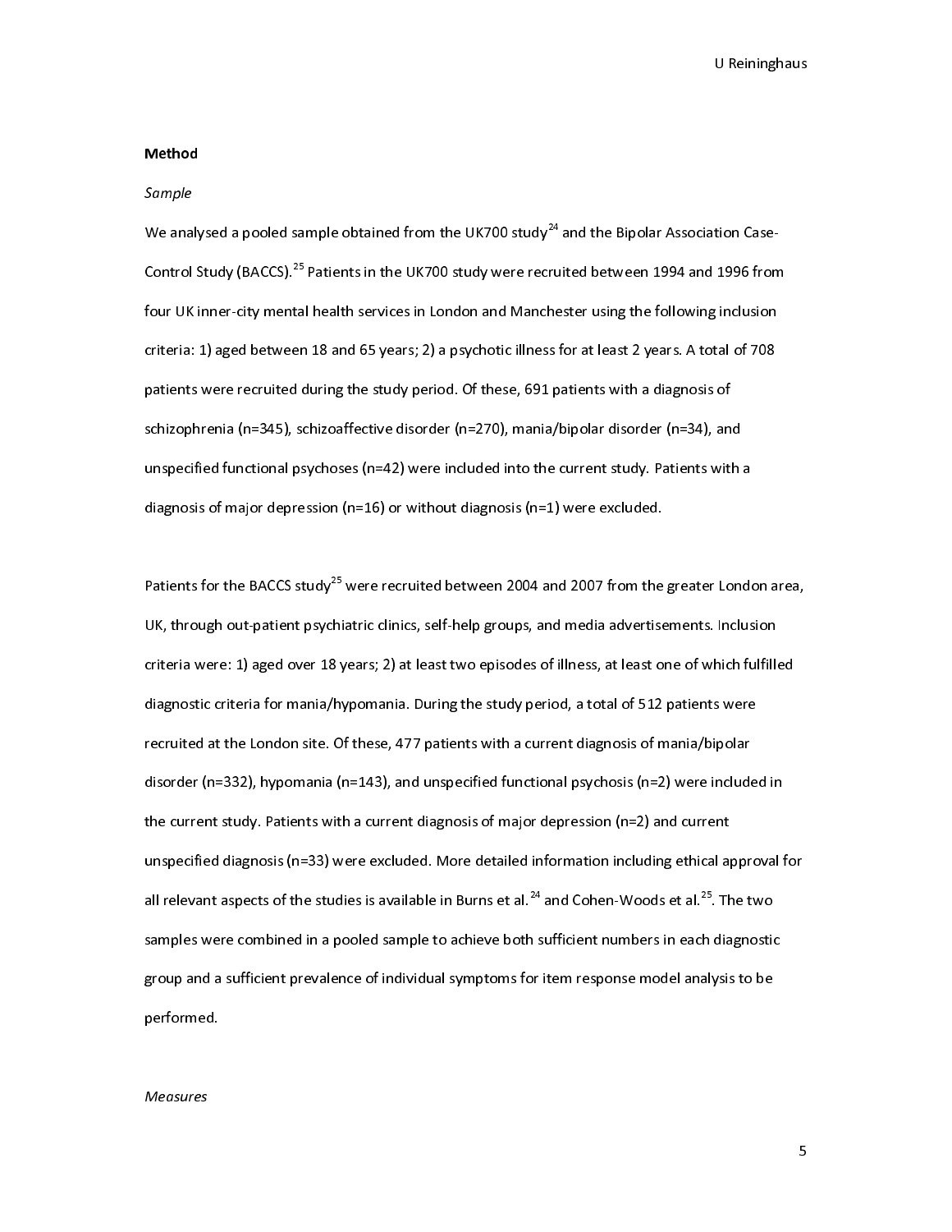**Method**

*Sample*

We analysed a pooled sample obtained from the UK700 study[24] and the Bipolar Association Case-Control Study (BACCS).[25] Patients in the UK700 study were recruited between 1994 and 1996 from four UK inner-city mental health services in London and Manchester using the following inclusion criteria: 1) aged between 18 and 65 years; 2) a psychotic illness for at least 2 years. A total of 708 patients were recruited during the study period. Of these, 691 patients with a diagnosis of schizophrenia (n=345), schizoaffective disorder (n=270), mania/bipolar disorder (n=34), and unspecified functional psychoses (n=42) were included into the current study. Patients with a diagnosis of major depression (n=16) or without diagnosis (n=1) were excluded.

Patients for the BACCS study[25] were recruited between 2004 and 2007 from the greater London area, UK, through out-patient psychiatric clinics, self-help groups, and media advertisements. Inclusion criteria were: 1) aged over 18 years; 2) at least two episodes of illness, at least one of which fulfilled diagnostic criteria for mania/hypomania. During the study period, a total of 512 patients were recruited at the London site. Of these, 477 patients with a current diagnosis of mania/bipolar disorder (n=332), hypomania (n=143), and unspecified functional psychosis (n=2) were included in the current study. Patients with a current diagnosis of major depression (n=2) and current unspecified diagnosis (n=33) were excluded. More detailed information including ethical approval for all relevant aspects of the studies is available in Burns et al.[24] and Cohen-Woods et al.[25]. The two samples were combined in a pooled sample to achieve both sufficient numbers in each diagnostic group and a sufficient prevalence of individual symptoms for item response model analysis to be performed.

*Measures*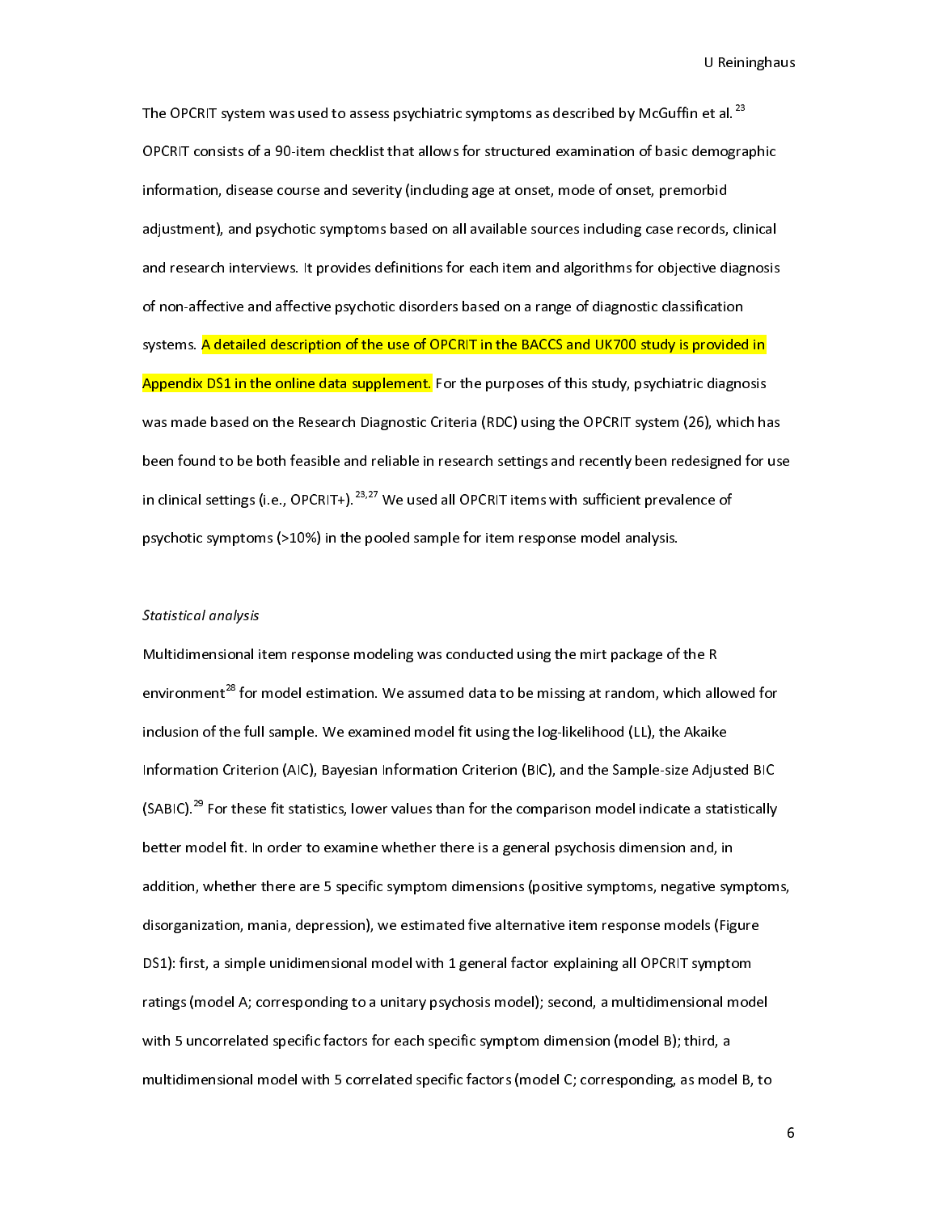The OPCRIT system was used to assess psychiatric symptoms as described by McGuffin et al.[23] OPCRIT consists of a 90-item checklist that allows for structured examination of basic demographic information, disease course and severity (including age at onset, mode of onset, premorbid adjustment), and psychotic symptoms based on all available sources including case records, clinical and research interviews. It provides definitions for each item and algorithms for objective diagnosis of non-affective and affective psychotic disorders based on a range of diagnostic classification systems. A detailed description of the use of OPCRIT in the BACCS and UK700 study is provided in Appendix DS1 in the online data supplement. For the purposes of this study, psychiatric diagnosis was made based on the Research Diagnostic Criteria (RDC) using the OPCRIT system (26), which has been found to be both feasible and reliable in research settings and recently been redesigned for use in clinical settings (i.e., OPCRIT+).[23,27] We used all OPCRIT items with sufficient prevalence of psychotic symptoms (>10%) in the pooled sample for item response model analysis.

*Statistical analysis*

Multidimensional item response modeling was conducted using the mirt package of the R environment[28] for model estimation. We assumed data to be missing at random, which allowed for inclusion of the full sample. We examined model fit using the log-likelihood (LL), the Akaike Information Criterion (AIC), Bayesian Information Criterion (BIC), and the Sample-size Adjusted BIC (SABIC).[29] For these fit statistics, lower values than for the comparison model indicate a statistically better model fit. In order to examine whether there is a general psychosis dimension and, in addition, whether there are 5 specific symptom dimensions (positive symptoms, negative symptoms, disorganization, mania, depression), we estimated five alternative item response models (Figure DS1): first, a simple unidimensional model with 1 general factor explaining all OPCRIT symptom ratings (model A; corresponding to a unitary psychosis model); second, a multidimensional model with 5 uncorrelated specific factors for each specific symptom dimension (model B); third, a multidimensional model with 5 correlated specific factors (model C; corresponding, as model B, to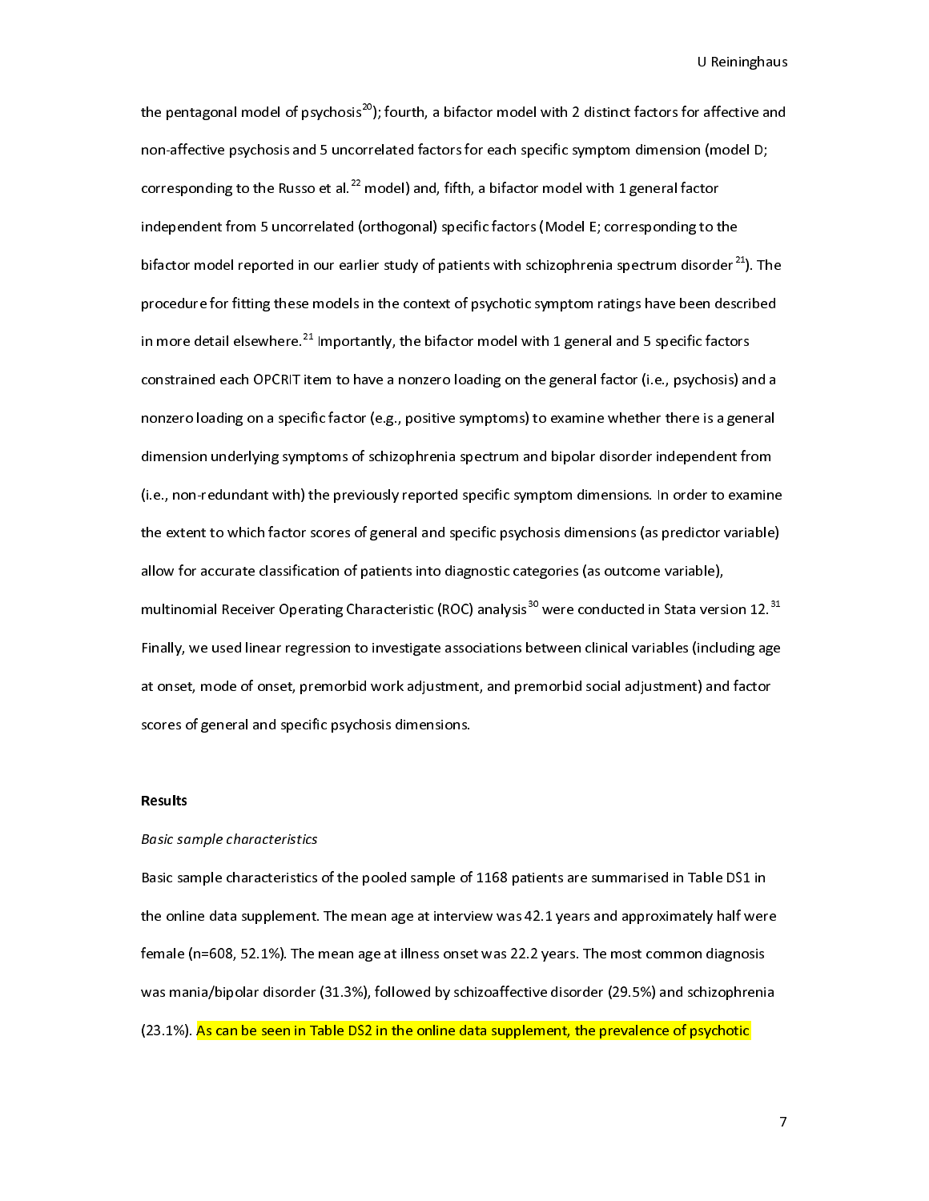the pentagonal model of psychosis[20]); fourth, a bifactor model with 2 distinct factors for affective and non-affective psychosis and 5 uncorrelated factors for each specific symptom dimension (model D; corresponding to the Russo et al.[22] model) and, fifth, a bifactor model with 1 general factor independent from 5 uncorrelated (orthogonal) specific factors (Model E; corresponding to the bifactor model reported in our earlier study of patients with schizophrenia spectrum disorder[21]). The procedure for fitting these models in the context of psychotic symptom ratings have been described in more detail elsewhere.[21] Importantly, the bifactor model with 1 general and 5 specific factors constrained each OPCRIT item to have a nonzero loading on the general factor (i.e., psychosis) and a nonzero loading on a specific factor (e.g., positive symptoms) to examine whether there is a general dimension underlying symptoms of schizophrenia spectrum and bipolar disorder independent from (i.e., non-redundant with) the previously reported specific symptom dimensions. In order to examine the extent to which factor scores of general and specific psychosis dimensions (as predictor variable) allow for accurate classification of patients into diagnostic categories (as outcome variable), multinomial Receiver Operating Characteristic (ROC) analysis[30] were conducted in Stata version 12.[31] Finally, we used linear regression to investigate associations between clinical variables (including age at onset, mode of onset, premorbid work adjustment, and premorbid social adjustment) and factor scores of general and specific psychosis dimensions.

## Results

### *Basic sample characteristics*

Basic sample characteristics of the pooled sample of 1168 patients are summarised in Table DS1 in the online data supplement. The mean age at interview was 42.1 years and approximately half were female (n=608, 52.1%). The mean age at illness onset was 22.2 years. The most common diagnosis was mania/bipolar disorder (31.3%), followed by schizoaffective disorder (29.5%) and schizophrenia (23.1%). As can be seen in Table DS2 in the online data supplement, the prevalence of psychotic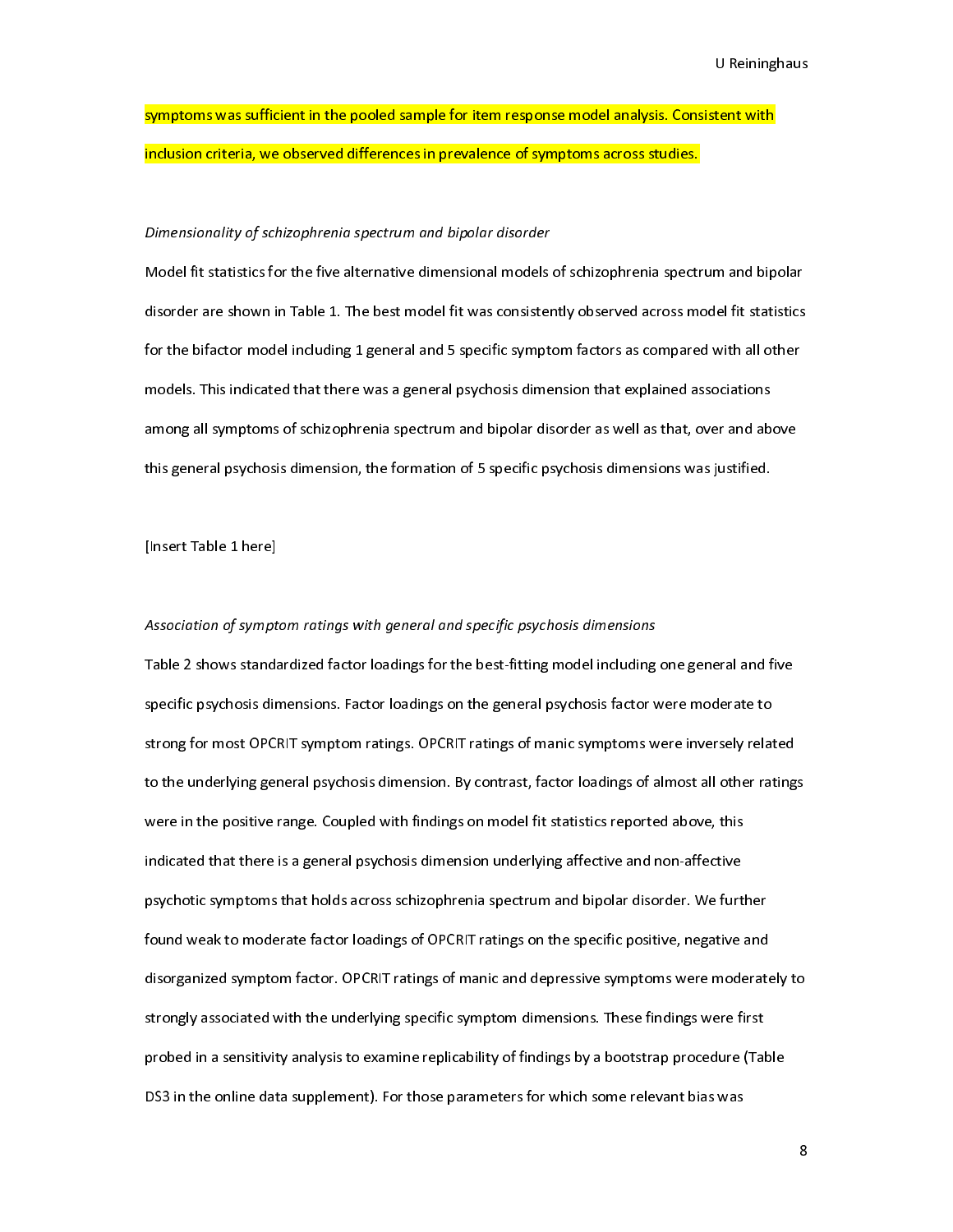symptoms was sufficient in the pooled sample for item response model analysis. Consistent with inclusion criteria, we observed differences in prevalence of symptoms across studies.

*Dimensionality of schizophrenia spectrum and bipolar disorder*

Model fit statistics for the five alternative dimensional models of schizophrenia spectrum and bipolar disorder are shown in Table 1. The best model fit was consistently observed across model fit statistics for the bifactor model including 1 general and 5 specific symptom factors as compared with all other models. This indicated that there was a general psychosis dimension that explained associations among all symptoms of schizophrenia spectrum and bipolar disorder as well as that, over and above this general psychosis dimension, the formation of 5 specific psychosis dimensions was justified.

[Insert Table 1 here]

*Association of symptom ratings with general and specific psychosis dimensions*

Table 2 shows standardized factor loadings for the best-fitting model including one general and five specific psychosis dimensions. Factor loadings on the general psychosis factor were moderate to strong for most OPCRIT symptom ratings. OPCRIT ratings of manic symptoms were inversely related to the underlying general psychosis dimension. By contrast, factor loadings of almost all other ratings were in the positive range. Coupled with findings on model fit statistics reported above, this indicated that there is a general psychosis dimension underlying affective and non-affective psychotic symptoms that holds across schizophrenia spectrum and bipolar disorder. We further found weak to moderate factor loadings of OPCRIT ratings on the specific positive, negative and disorganized symptom factor. OPCRIT ratings of manic and depressive symptoms were moderately to strongly associated with the underlying specific symptom dimensions. These findings were first probed in a sensitivity analysis to examine replicability of findings by a bootstrap procedure (Table DS3 in the online data supplement). For those parameters for which some relevant bias was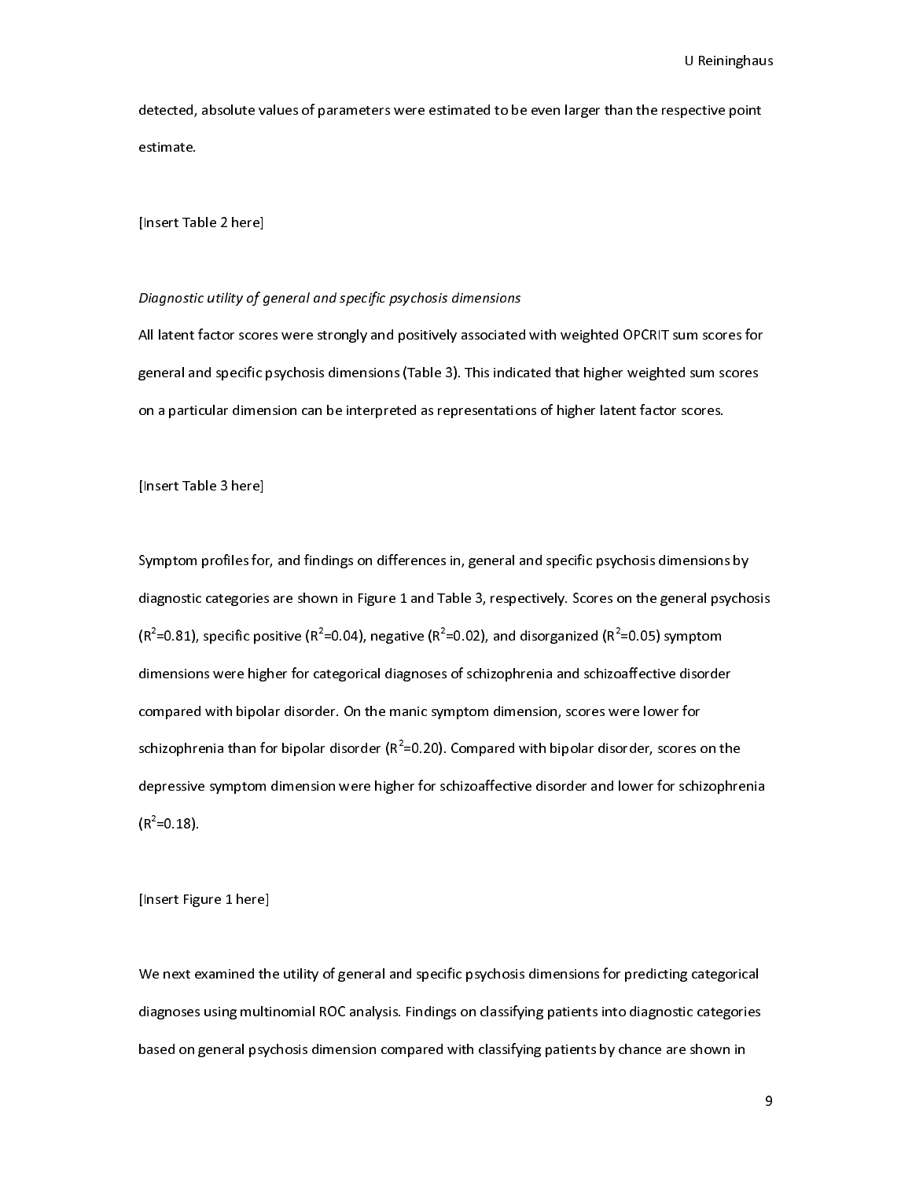detected, absolute values of parameters were estimated to be even larger than the respective point estimate.

[Insert Table 2 here]

*Diagnostic utility of general and specific psychosis dimensions*

All latent factor scores were strongly and positively associated with weighted OPCRIT sum scores for general and specific psychosis dimensions (Table 3). This indicated that higher weighted sum scores on a particular dimension can be interpreted as representations of higher latent factor scores.

[Insert Table 3 here]

Symptom profiles for, and findings on differences in, general and specific psychosis dimensions by diagnostic categories are shown in Figure 1 and Table 3, respectively. Scores on the general psychosis ($R^2$=0.81), specific positive ($R^2$=0.04), negative ($R^2$=0.02), and disorganized ($R^2$=0.05) symptom dimensions were higher for categorical diagnoses of schizophrenia and schizoaffective disorder compared with bipolar disorder. On the manic symptom dimension, scores were lower for schizophrenia than for bipolar disorder ($R^2$=0.20). Compared with bipolar disorder, scores on the depressive symptom dimension were higher for schizoaffective disorder and lower for schizophrenia ($R^2$=0.18).

[Insert Figure 1 here]

We next examined the utility of general and specific psychosis dimensions for predicting categorical diagnoses using multinomial ROC analysis. Findings on classifying patients into diagnostic categories based on general psychosis dimension compared with classifying patients by chance are shown in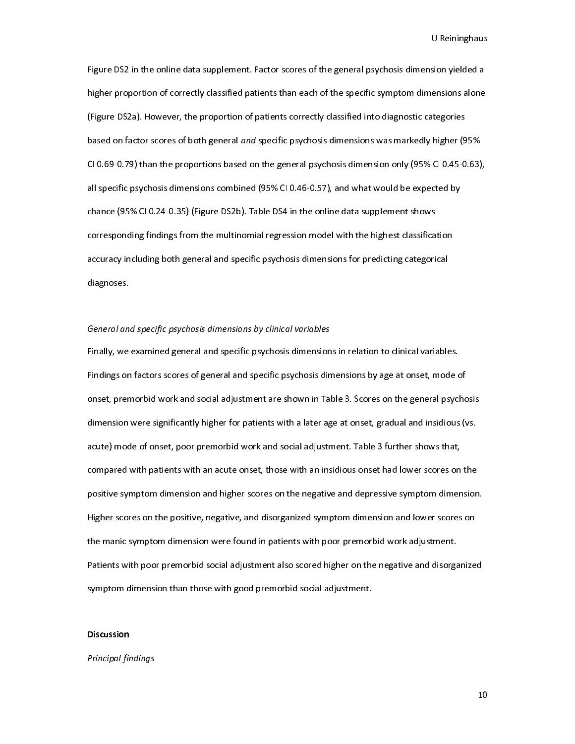Figure DS2 in the online data supplement. Factor scores of the general psychosis dimension yielded a higher proportion of correctly classified patients than each of the specific symptom dimensions alone (Figure DS2a). However, the proportion of patients correctly classified into diagnostic categories based on factor scores of both general *and* specific psychosis dimensions was markedly higher (95% CI 0.69-0.79) than the proportions based on the general psychosis dimension only (95% CI 0.45-0.63), all specific psychosis dimensions combined (95% CI 0.46-0.57), and what would be expected by chance (95% CI 0.24-0.35) (Figure DS2b). Table DS4 in the online data supplement shows corresponding findings from the multinomial regression model with the highest classification accuracy including both general and specific psychosis dimensions for predicting categorical diagnoses.

*General and specific psychosis dimensions by clinical variables*

Finally, we examined general and specific psychosis dimensions in relation to clinical variables. Findings on factors scores of general and specific psychosis dimensions by age at onset, mode of onset, premorbid work and social adjustment are shown in Table 3. Scores on the general psychosis dimension were significantly higher for patients with a later age at onset, gradual and insidious (vs. acute) mode of onset, poor premorbid work and social adjustment. Table 3 further shows that, compared with patients with an acute onset, those with an insidious onset had lower scores on the positive symptom dimension and higher scores on the negative and depressive symptom dimension. Higher scores on the positive, negative, and disorganized symptom dimension and lower scores on the manic symptom dimension were found in patients with poor premorbid work adjustment. Patients with poor premorbid social adjustment also scored higher on the negative and disorganized symptom dimension than those with good premorbid social adjustment.

## Discussion

*Principal findings*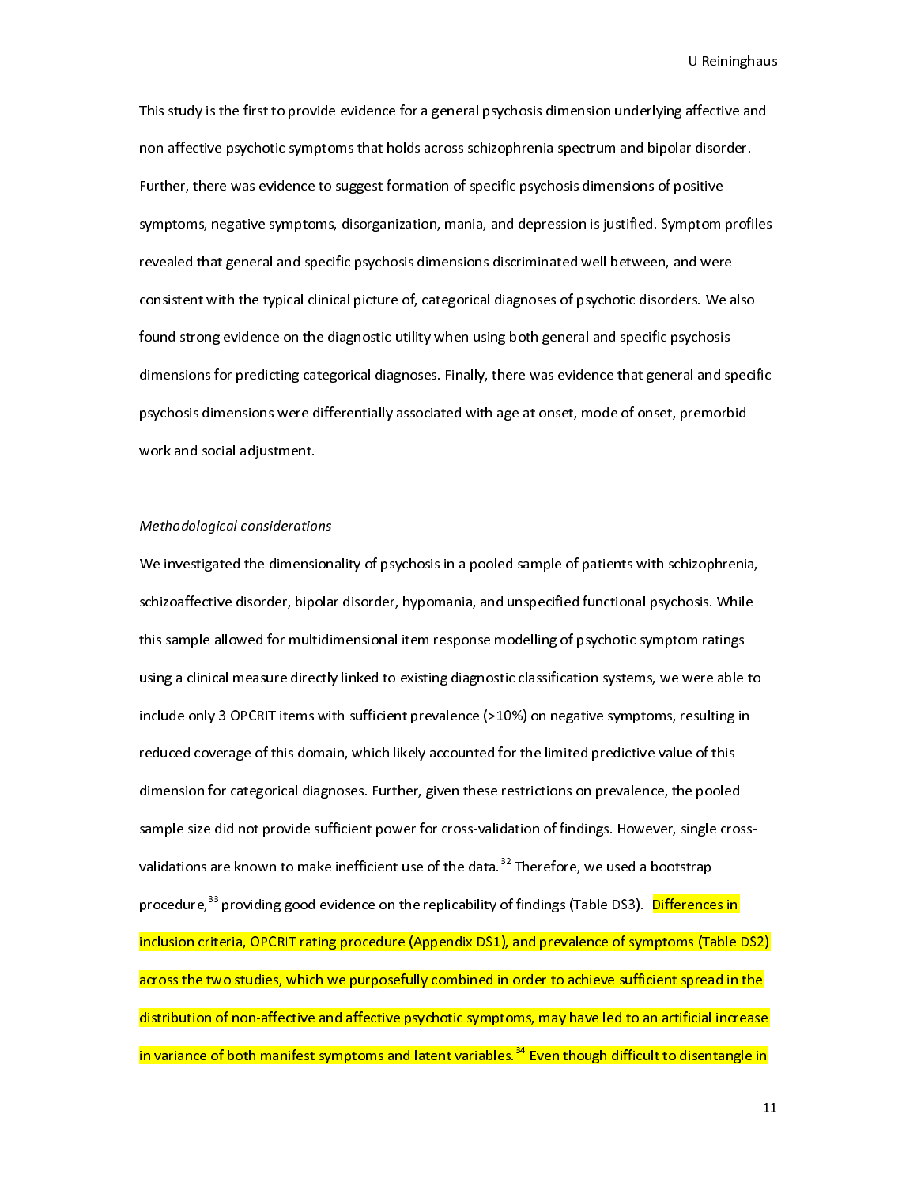This study is the first to provide evidence for a general psychosis dimension underlying affective and non-affective psychotic symptoms that holds across schizophrenia spectrum and bipolar disorder. Further, there was evidence to suggest formation of specific psychosis dimensions of positive symptoms, negative symptoms, disorganization, mania, and depression is justified. Symptom profiles revealed that general and specific psychosis dimensions discriminated well between, and were consistent with the typical clinical picture of, categorical diagnoses of psychotic disorders. We also found strong evidence on the diagnostic utility when using both general and specific psychosis dimensions for predicting categorical diagnoses. Finally, there was evidence that general and specific psychosis dimensions were differentially associated with age at onset, mode of onset, premorbid work and social adjustment.

### *Methodological considerations*

We investigated the dimensionality of psychosis in a pooled sample of patients with schizophrenia, schizoaffective disorder, bipolar disorder, hypomania, and unspecified functional psychosis. While this sample allowed for multidimensional item response modelling of psychotic symptom ratings using a clinical measure directly linked to existing diagnostic classification systems, we were able to include only 3 OPCRIT items with sufficient prevalence (>10%) on negative symptoms, resulting in reduced coverage of this domain, which likely accounted for the limited predictive value of this dimension for categorical diagnoses. Further, given these restrictions on prevalence, the pooled sample size did not provide sufficient power for cross-validation of findings. However, single cross-validations are known to make inefficient use of the data.[32] Therefore, we used a bootstrap procedure,[33] providing good evidence on the replicability of findings (Table DS3). Differences in inclusion criteria, OPCRIT rating procedure (Appendix DS1), and prevalence of symptoms (Table DS2) across the two studies, which we purposefully combined in order to achieve sufficient spread in the distribution of non-affective and affective psychotic symptoms, may have led to an artificial increase in variance of both manifest symptoms and latent variables.[34] Even though difficult to disentangle in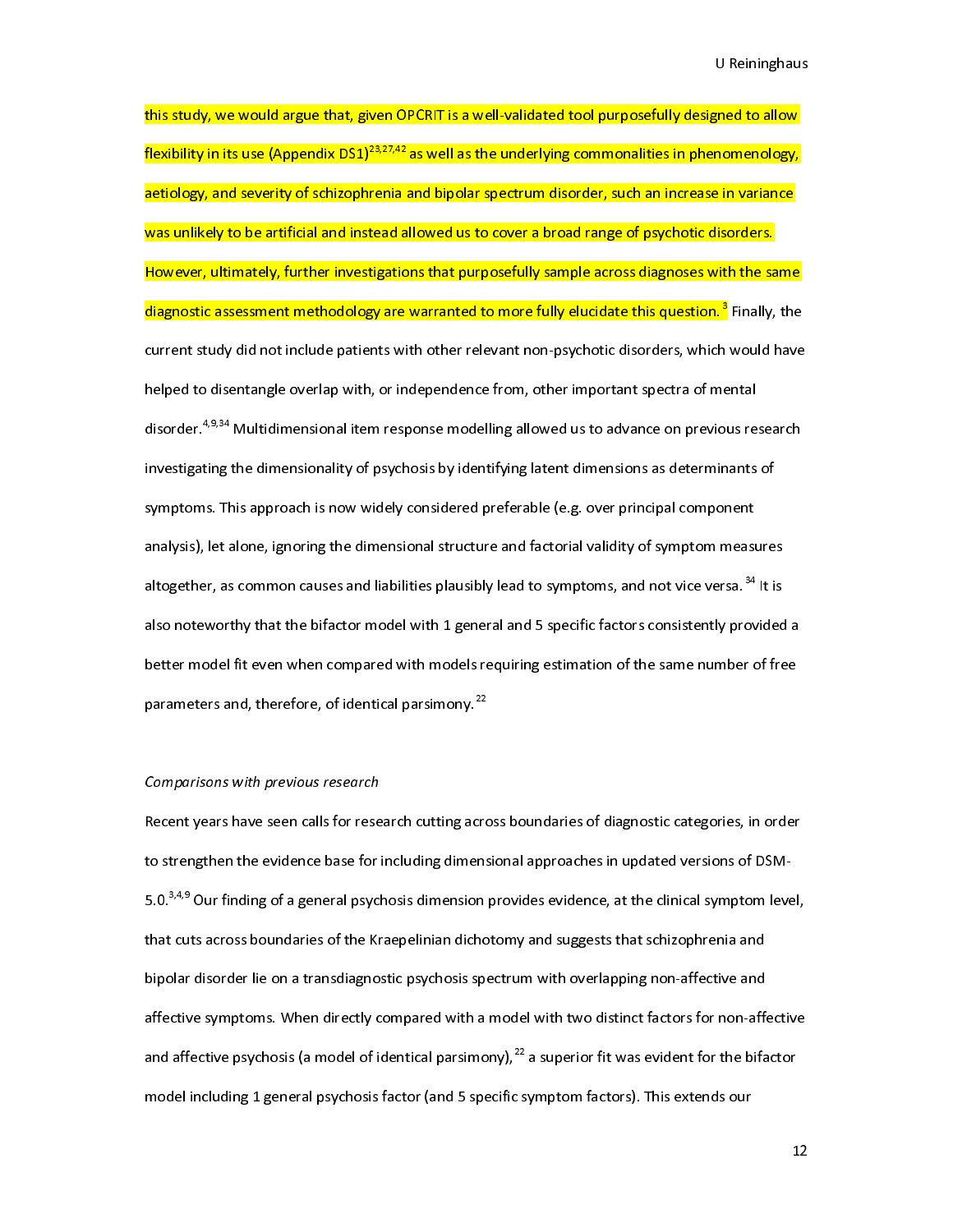this study, we would argue that, given OPCRIT is a well-validated tool purposefully designed to allow flexibility in its use (Appendix DS1)[23,27,42] as well as the underlying commonalities in phenomenology, aetiology, and severity of schizophrenia and bipolar spectrum disorder, such an increase in variance was unlikely to be artificial and instead allowed us to cover a broad range of psychotic disorders. However, ultimately, further investigations that purposefully sample across diagnoses with the same diagnostic assessment methodology are warranted to more fully elucidate this question.[3] Finally, the current study did not include patients with other relevant non-psychotic disorders, which would have helped to disentangle overlap with, or independence from, other important spectra of mental disorder.[4,9,34] Multidimensional item response modelling allowed us to advance on previous research investigating the dimensionality of psychosis by identifying latent dimensions as determinants of symptoms. This approach is now widely considered preferable (e.g. over principal component analysis), let alone, ignoring the dimensional structure and factorial validity of symptom measures altogether, as common causes and liabilities plausibly lead to symptoms, and not vice versa.[34] It is also noteworthy that the bifactor model with 1 general and 5 specific factors consistently provided a better model fit even when compared with models requiring estimation of the same number of free parameters and, therefore, of identical parsimony.[22]

*Comparisons with previous research*

Recent years have seen calls for research cutting across boundaries of diagnostic categories, in order to strengthen the evidence base for including dimensional approaches in updated versions of DSM-5.0.[3,4,9] Our finding of a general psychosis dimension provides evidence, at the clinical symptom level, that cuts across boundaries of the Kraepelinian dichotomy and suggests that schizophrenia and bipolar disorder lie on a transdiagnostic psychosis spectrum with overlapping non-affective and affective symptoms. When directly compared with a model with two distinct factors for non-affective and affective psychosis (a model of identical parsimony),[22] a superior fit was evident for the bifactor model including 1 general psychosis factor (and 5 specific symptom factors). This extends our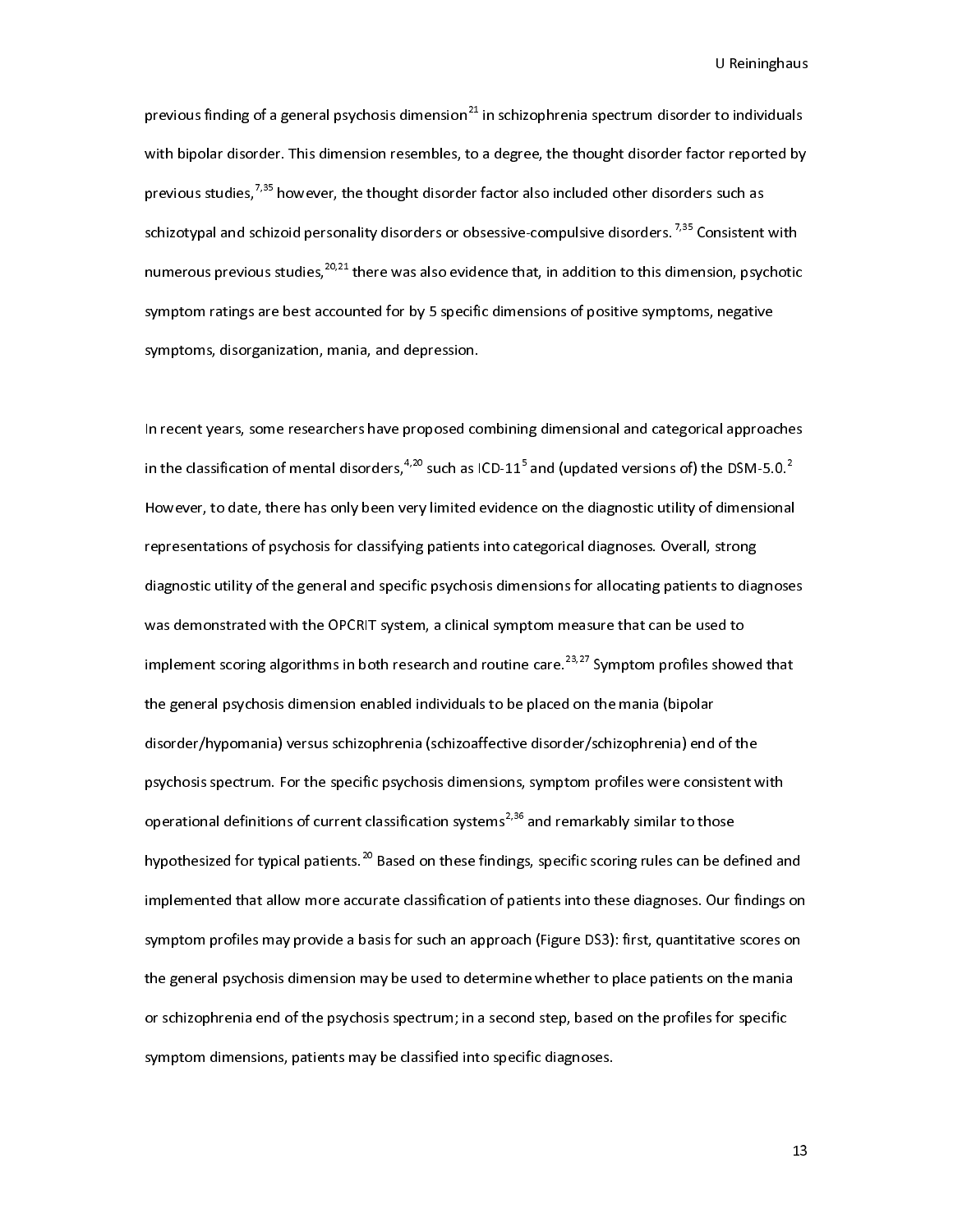previous finding of a general psychosis dimension[21] in schizophrenia spectrum disorder to individuals with bipolar disorder. This dimension resembles, to a degree, the thought disorder factor reported by previous studies,[7,35] however, the thought disorder factor also included other disorders such as schizotypal and schizoid personality disorders or obsessive-compulsive disorders.[7,35] Consistent with numerous previous studies,[20,21] there was also evidence that, in addition to this dimension, psychotic symptom ratings are best accounted for by 5 specific dimensions of positive symptoms, negative symptoms, disorganization, mania, and depression.

In recent years, some researchers have proposed combining dimensional and categorical approaches in the classification of mental disorders,[4,20] such as ICD-11[5] and (updated versions of) the DSM-5.0.[2] However, to date, there has only been very limited evidence on the diagnostic utility of dimensional representations of psychosis for classifying patients into categorical diagnoses. Overall, strong diagnostic utility of the general and specific psychosis dimensions for allocating patients to diagnoses was demonstrated with the OPCRIT system, a clinical symptom measure that can be used to implement scoring algorithms in both research and routine care.[23,27] Symptom profiles showed that the general psychosis dimension enabled individuals to be placed on the mania (bipolar disorder/hypomania) versus schizophrenia (schizoaffective disorder/schizophrenia) end of the psychosis spectrum. For the specific psychosis dimensions, symptom profiles were consistent with operational definitions of current classification systems[2,36] and remarkably similar to those hypothesized for typical patients.[20] Based on these findings, specific scoring rules can be defined and implemented that allow more accurate classification of patients into these diagnoses. Our findings on symptom profiles may provide a basis for such an approach (Figure DS3): first, quantitative scores on the general psychosis dimension may be used to determine whether to place patients on the mania or schizophrenia end of the psychosis spectrum; in a second step, based on the profiles for specific symptom dimensions, patients may be classified into specific diagnoses.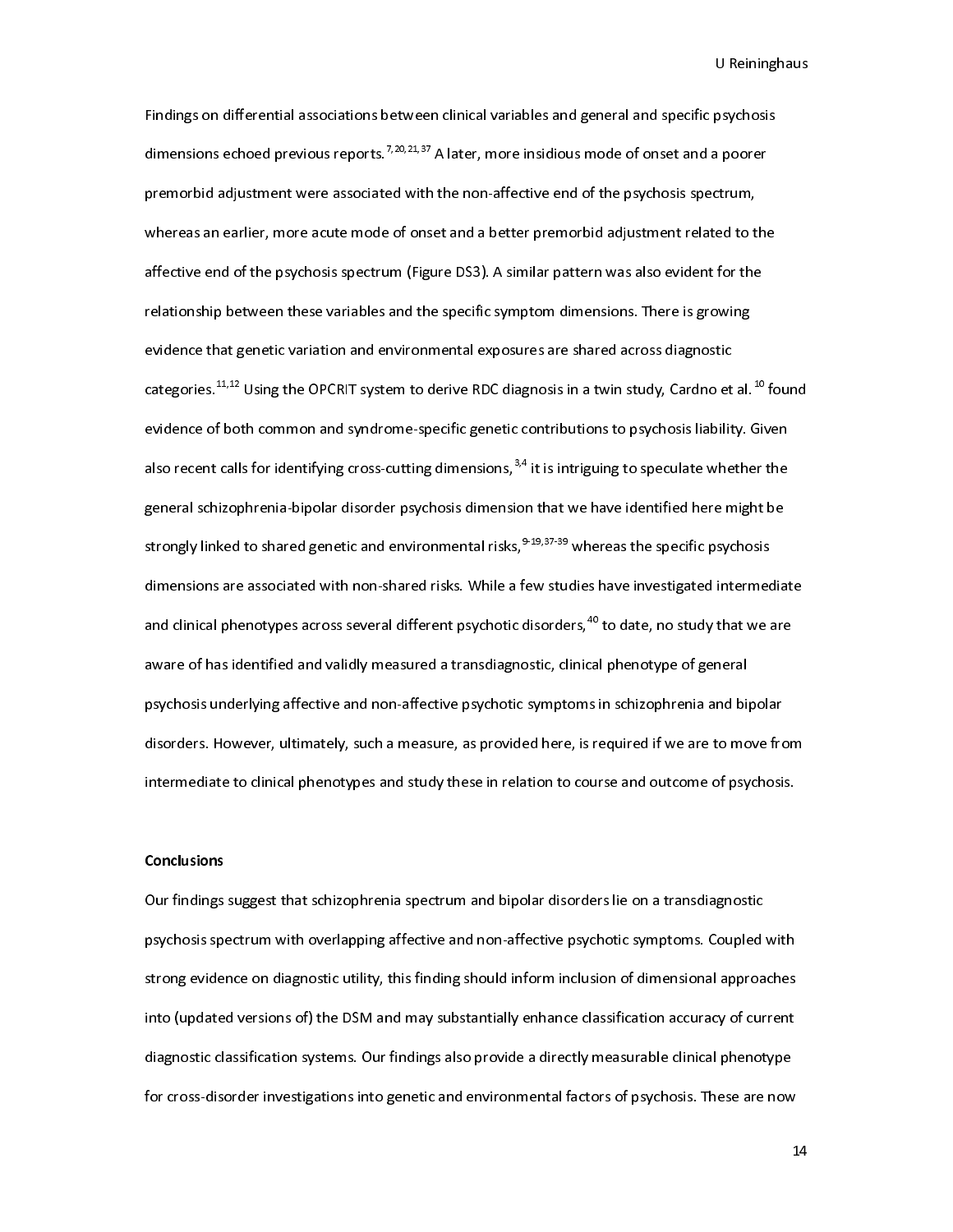Findings on differential associations between clinical variables and general and specific psychosis dimensions echoed previous reports.[7,20,21,37] A later, more insidious mode of onset and a poorer premorbid adjustment were associated with the non-affective end of the psychosis spectrum, whereas an earlier, more acute mode of onset and a better premorbid adjustment related to the affective end of the psychosis spectrum (Figure DS3). A similar pattern was also evident for the relationship between these variables and the specific symptom dimensions. There is growing evidence that genetic variation and environmental exposures are shared across diagnostic categories.[11,12] Using the OPCRIT system to derive RDC diagnosis in a twin study, Cardno et al.[10] found evidence of both common and syndrome-specific genetic contributions to psychosis liability. Given also recent calls for identifying cross-cutting dimensions,[3,4] it is intriguing to speculate whether the general schizophrenia-bipolar disorder psychosis dimension that we have identified here might be strongly linked to shared genetic and environmental risks,[9-19,37-39] whereas the specific psychosis dimensions are associated with non-shared risks. While a few studies have investigated intermediate and clinical phenotypes across several different psychotic disorders,[40] to date, no study that we are aware of has identified and validly measured a transdiagnostic, clinical phenotype of general psychosis underlying affective and non-affective psychotic symptoms in schizophrenia and bipolar disorders. However, ultimately, such a measure, as provided here, is required if we are to move from intermediate to clinical phenotypes and study these in relation to course and outcome of psychosis.

**Conclusions**

Our findings suggest that schizophrenia spectrum and bipolar disorders lie on a transdiagnostic psychosis spectrum with overlapping affective and non-affective psychotic symptoms. Coupled with strong evidence on diagnostic utility, this finding should inform inclusion of dimensional approaches into (updated versions of) the DSM and may substantially enhance classification accuracy of current diagnostic classification systems. Our findings also provide a directly measurable clinical phenotype for cross-disorder investigations into genetic and environmental factors of psychosis. These are now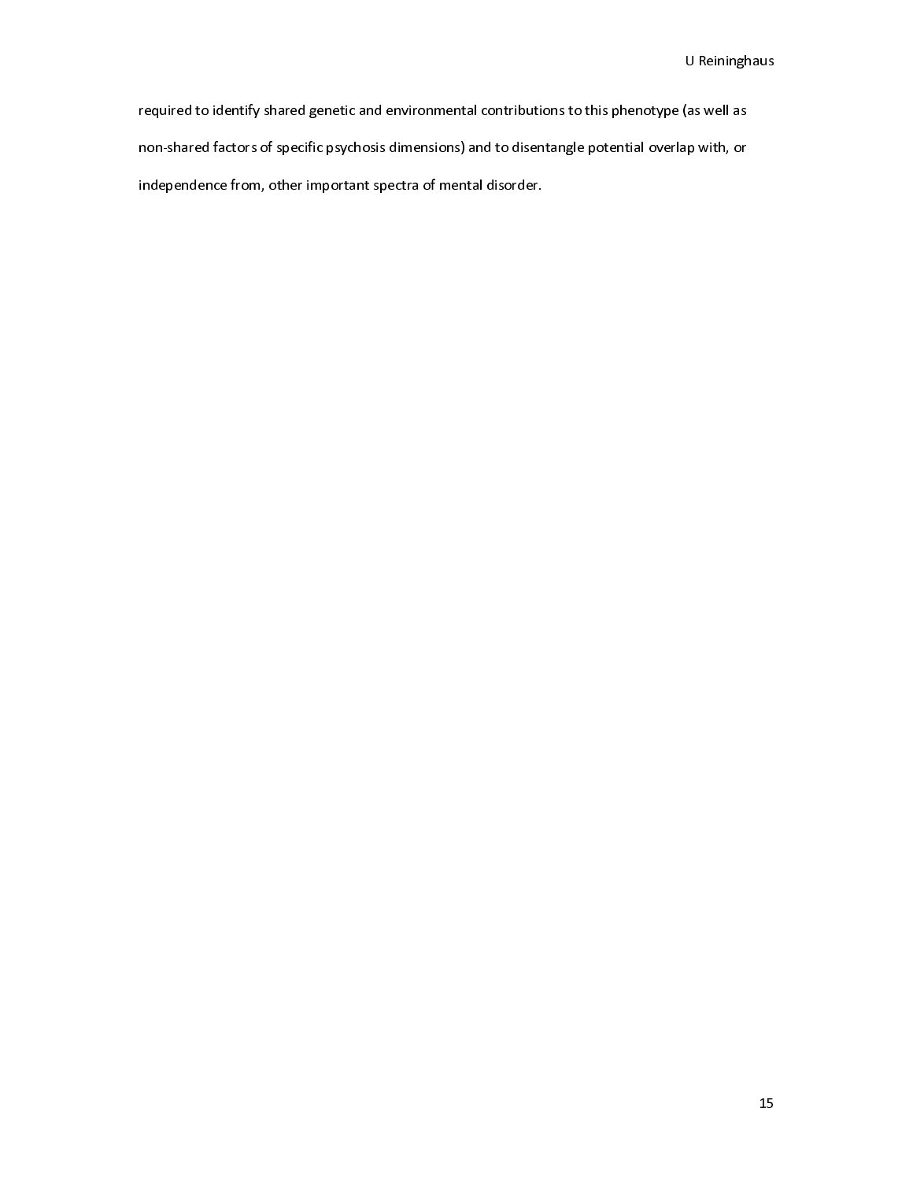required to identify shared genetic and environmental contributions to this phenotype (as well as non-shared factors of specific psychosis dimensions) and to disentangle potential overlap with, or independence from, other important spectra of mental disorder.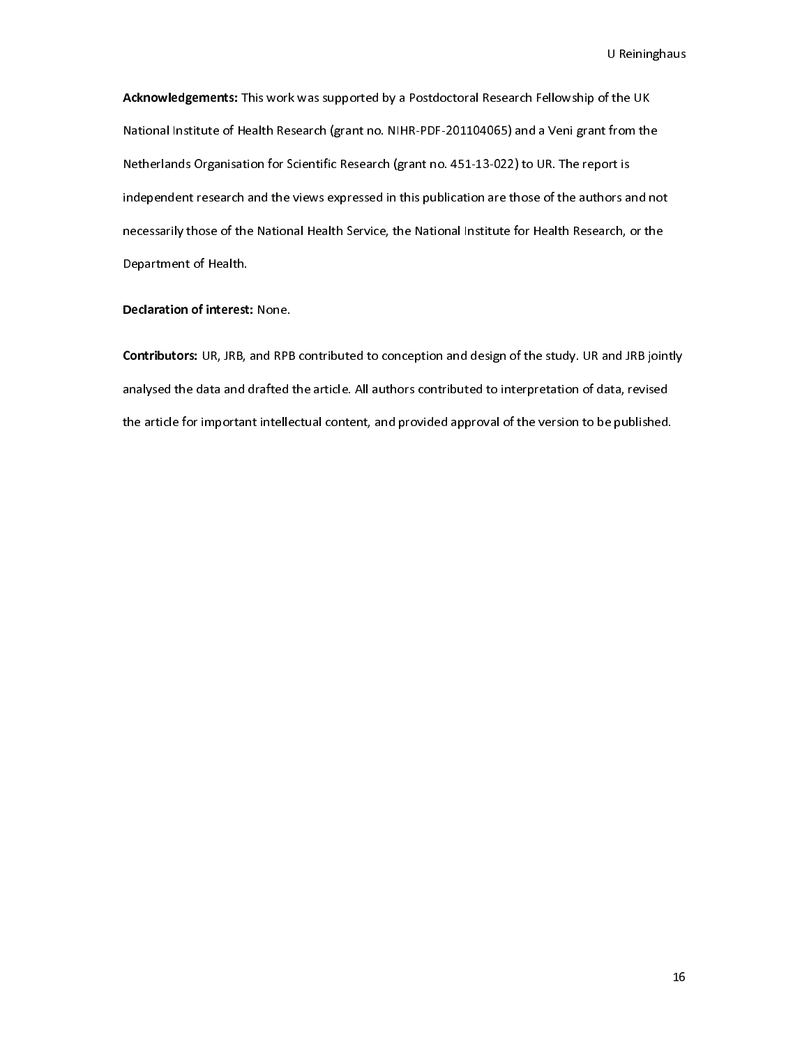**Acknowledgements:** This work was supported by a Postdoctoral Research Fellowship of the UK National Institute of Health Research (grant no. NIHR-PDF-201104065) and a Veni grant from the Netherlands Organisation for Scientific Research (grant no. 451-13-022) to UR. The report is independent research and the views expressed in this publication are those of the authors and not necessarily those of the National Health Service, the National Institute for Health Research, or the Department of Health.

**Declaration of interest:** None.

**Contributors:** UR, JRB, and RPB contributed to conception and design of the study. UR and JRB jointly analysed the data and drafted the article. All authors contributed to interpretation of data, revised the article for important intellectual content, and provided approval of the version to be published.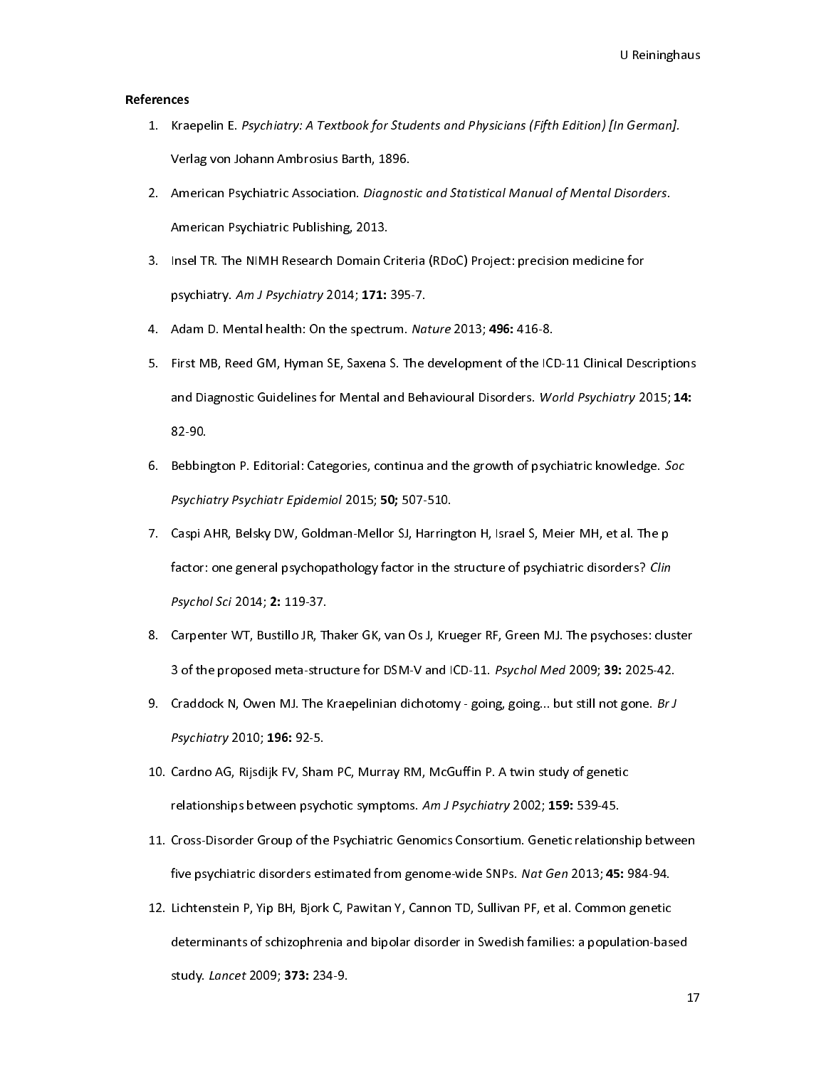## References

1. Kraepelin E. *Psychiatry: A Textbook for Students and Physicians (Fifth Edition) [In German].* Verlag von Johann Ambrosius Barth, 1896.
2. American Psychiatric Association. *Diagnostic and Statistical Manual of Mental Disorders*. American Psychiatric Publishing, 2013.
3. Insel TR. The NIMH Research Domain Criteria (RDoC) Project: precision medicine for psychiatry. *Am J Psychiatry* 2014; **171:** 395-7.
4. Adam D. Mental health: On the spectrum. *Nature* 2013; **496:** 416-8.
5. First MB, Reed GM, Hyman SE, Saxena S. The development of the ICD-11 Clinical Descriptions and Diagnostic Guidelines for Mental and Behavioural Disorders. *World Psychiatry* 2015; **14:** 82-90.
6. Bebbington P. Editorial: Categories, continua and the growth of psychiatric knowledge. *Soc Psychiatry Psychiatr Epidemiol* 2015; **50;** 507-510.
7. Caspi AHR, Belsky DW, Goldman-Mellor SJ, Harrington H, Israel S, Meier MH, et al. The p factor: one general psychopathology factor in the structure of psychiatric disorders? *Clin Psychol Sci* 2014; **2:** 119-37.
8. Carpenter WT, Bustillo JR, Thaker GK, van Os J, Krueger RF, Green MJ. The psychoses: cluster 3 of the proposed meta-structure for DSM-V and ICD-11. *Psychol Med* 2009; **39:** 2025-42.
9. Craddock N, Owen MJ. The Kraepelinian dichotomy - going, going... but still not gone. *Br J Psychiatry* 2010; **196:** 92-5.
10. Cardno AG, Rijsdijk FV, Sham PC, Murray RM, McGuffin P. A twin study of genetic relationships between psychotic symptoms. *Am J Psychiatry* 2002; **159:** 539-45.
11. Cross-Disorder Group of the Psychiatric Genomics Consortium. Genetic relationship between five psychiatric disorders estimated from genome-wide SNPs. *Nat Gen* 2013; **45:** 984-94.
12. Lichtenstein P, Yip BH, Bjork C, Pawitan Y, Cannon TD, Sullivan PF, et al. Common genetic determinants of schizophrenia and bipolar disorder in Swedish families: a population-based study. *Lancet* 2009; **373:** 234-9.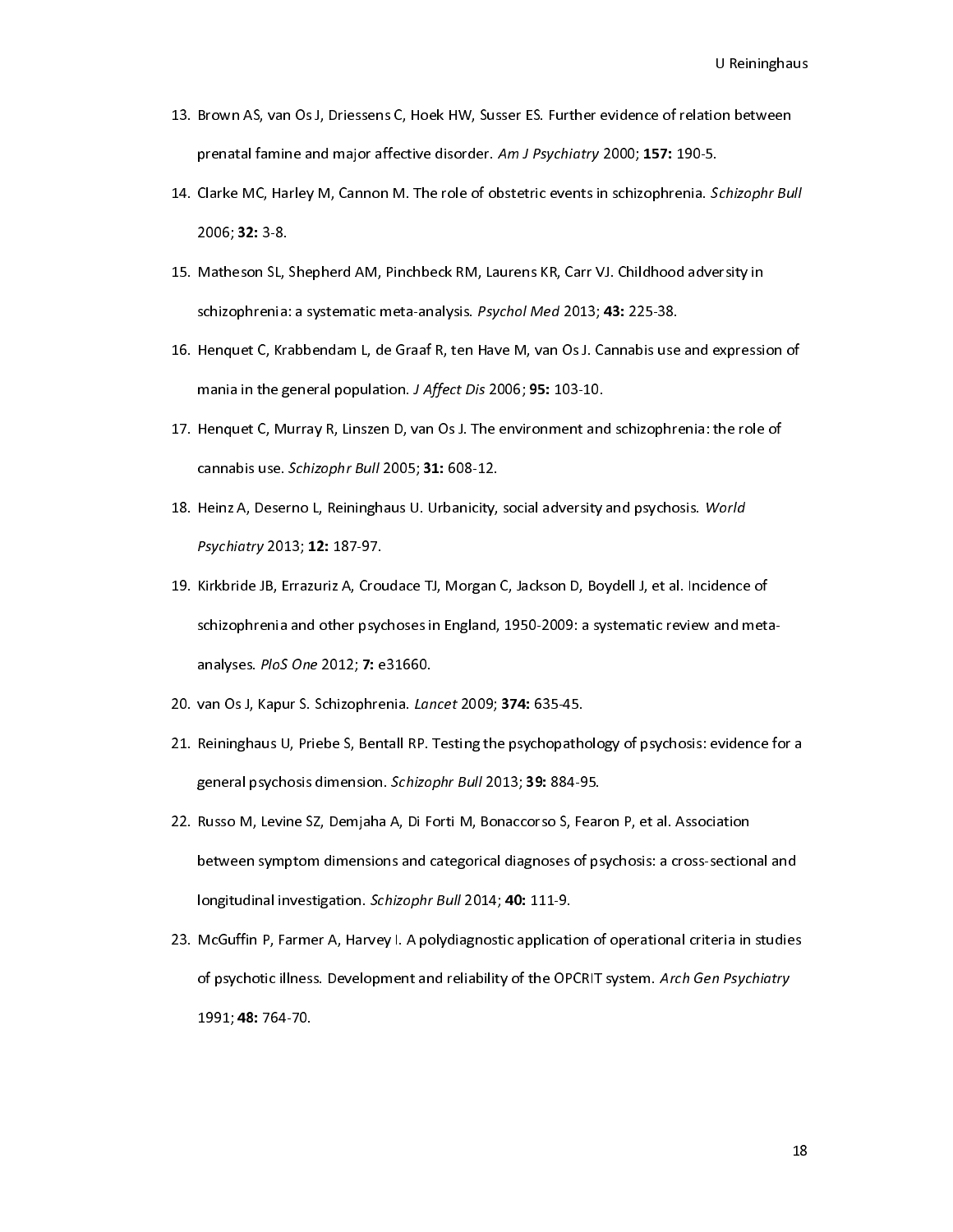13. Brown AS, van Os J, Driessens C, Hoek HW, Susser ES. Further evidence of relation between prenatal famine and major affective disorder. *Am J Psychiatry* 2000; **157:** 190-5.
14. Clarke MC, Harley M, Cannon M. The role of obstetric events in schizophrenia. *Schizophr Bull* 2006; **32:** 3-8.
15. Matheson SL, Shepherd AM, Pinchbeck RM, Laurens KR, Carr VJ. Childhood adversity in schizophrenia: a systematic meta-analysis. *Psychol Med* 2013; **43:** 225-38.
16. Henquet C, Krabbendam L, de Graaf R, ten Have M, van Os J. Cannabis use and expression of mania in the general population. *J Affect Dis* 2006; **95:** 103-10.
17. Henquet C, Murray R, Linszen D, van Os J. The environment and schizophrenia: the role of cannabis use. *Schizophr Bull* 2005; **31:** 608-12.
18. Heinz A, Deserno L, Reininghaus U. Urbanicity, social adversity and psychosis. *World Psychiatry* 2013; **12:** 187-97.
19. Kirkbride JB, Errazuriz A, Croudace TJ, Morgan C, Jackson D, Boydell J, et al. Incidence of schizophrenia and other psychoses in England, 1950-2009: a systematic review and meta-analyses. *PloS One* 2012; **7:** e31660.
20. van Os J, Kapur S. Schizophrenia. *Lancet* 2009; **374:** 635-45.
21. Reininghaus U, Priebe S, Bentall RP. Testing the psychopathology of psychosis: evidence for a general psychosis dimension. *Schizophr Bull* 2013; **39:** 884-95.
22. Russo M, Levine SZ, Demjaha A, Di Forti M, Bonaccorso S, Fearon P, et al. Association between symptom dimensions and categorical diagnoses of psychosis: a cross-sectional and longitudinal investigation. *Schizophr Bull* 2014; **40:** 111-9.
23. McGuffin P, Farmer A, Harvey I. A polydiagnostic application of operational criteria in studies of psychotic illness. Development and reliability of the OPCRIT system. *Arch Gen Psychiatry* 1991; **48:** 764-70.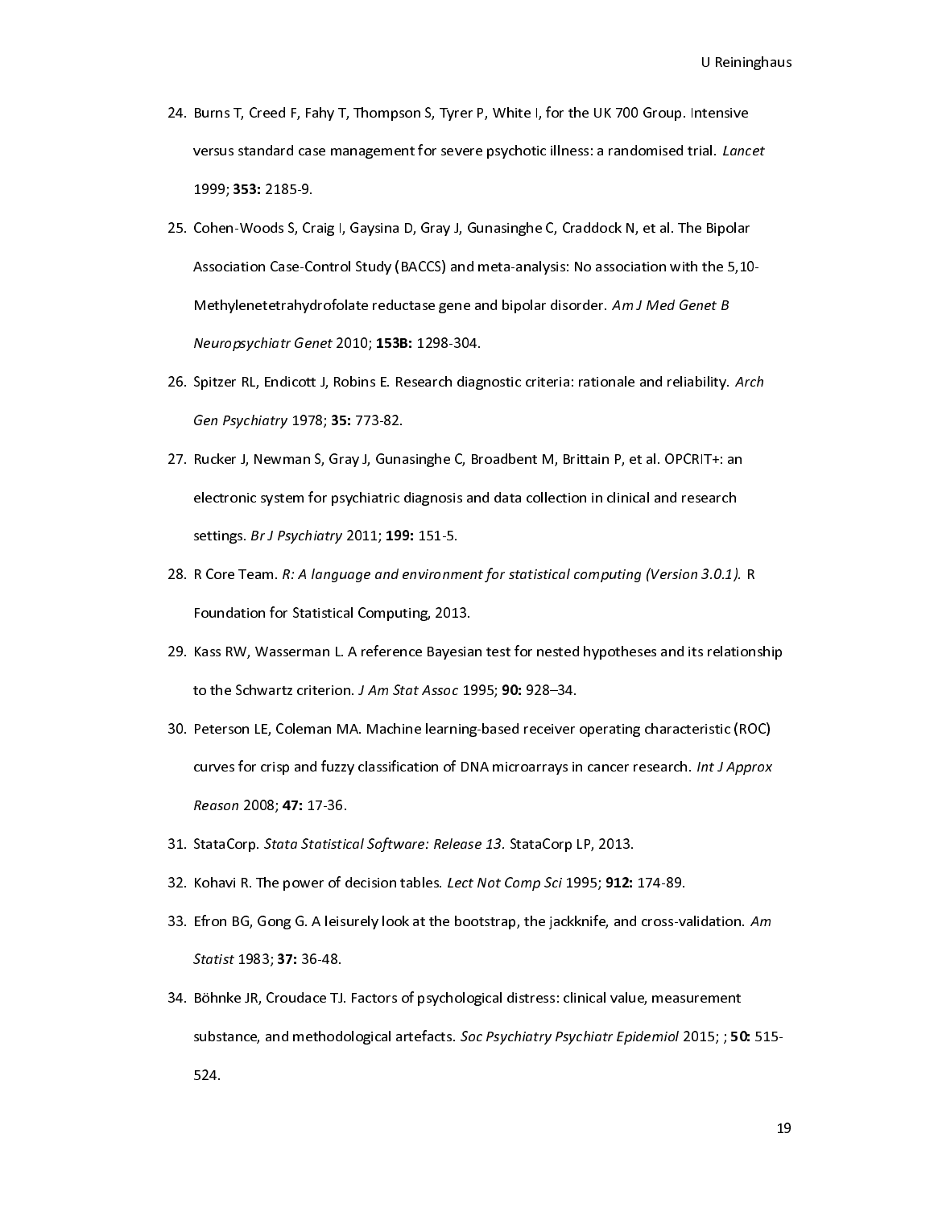24. Burns T, Creed F, Fahy T, Thompson S, Tyrer P, White I, for the UK 700 Group. Intensive versus standard case management for severe psychotic illness: a randomised trial. *Lancet* 1999; **353:** 2185-9.

25. Cohen-Woods S, Craig I, Gaysina D, Gray J, Gunasinghe C, Craddock N, et al. The Bipolar Association Case-Control Study (BACCS) and meta-analysis: No association with the 5,10-Methylenetetrahydrofolate reductase gene and bipolar disorder. *Am J Med Genet B Neuropsychiatr Genet* 2010; **153B:** 1298-304.

26. Spitzer RL, Endicott J, Robins E. Research diagnostic criteria: rationale and reliability. *Arch Gen Psychiatry* 1978; **35:** 773-82.

27. Rucker J, Newman S, Gray J, Gunasinghe C, Broadbent M, Brittain P, et al. OPCRIT+: an electronic system for psychiatric diagnosis and data collection in clinical and research settings. *Br J Psychiatry* 2011; **199:** 151-5.

28. R Core Team. *R: A language and environment for statistical computing (Version 3.0.1).* R Foundation for Statistical Computing, 2013.

29. Kass RW, Wasserman L. A reference Bayesian test for nested hypotheses and its relationship to the Schwartz criterion. *J Am Stat Assoc* 1995; **90:** 928–34.

30. Peterson LE, Coleman MA. Machine learning-based receiver operating characteristic (ROC) curves for crisp and fuzzy classification of DNA microarrays in cancer research. *Int J Approx Reason* 2008; **47:** 17-36.

31. StataCorp. *Stata Statistical Software: Release 13*. StataCorp LP, 2013.

32. Kohavi R. The power of decision tables. *Lect Not Comp Sci* 1995; **912:** 174-89.

33. Efron BG, Gong G. A leisurely look at the bootstrap, the jackknife, and cross-validation. *Am Statist* 1983; **37:** 36-48.

34. Böhnke JR, Croudace TJ. Factors of psychological distress: clinical value, measurement substance, and methodological artefacts. *Soc Psychiatry Psychiatr Epidemiol* 2015; ; **50:** 515-524.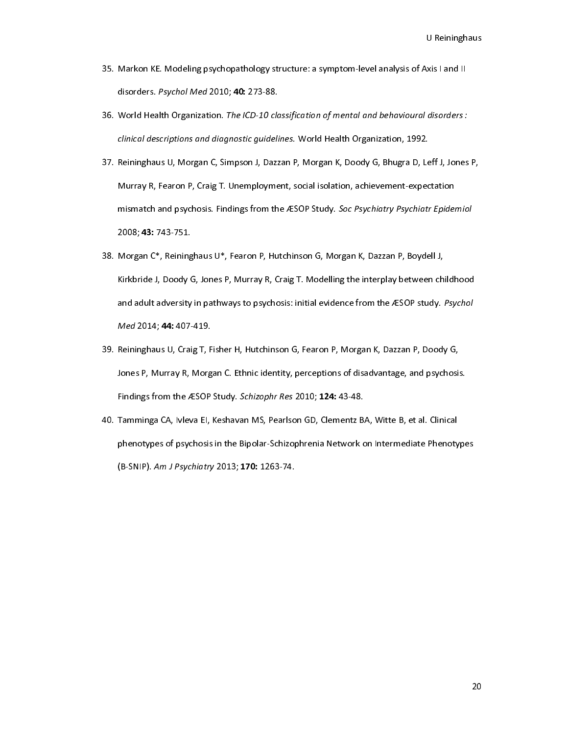35. Markon KE. Modeling psychopathology structure: a symptom-level analysis of Axis I and II disorders. *Psychol Med* 2010; **40:** 273-88.
36. World Health Organization. *The ICD-10 classification of mental and behavioural disorders : clinical descriptions and diagnostic guidelines.* World Health Organization, 1992.
37. Reininghaus U, Morgan C, Simpson J, Dazzan P, Morgan K, Doody G, Bhugra D, Leff J, Jones P, Murray R, Fearon P, Craig T. Unemployment, social isolation, achievement-expectation mismatch and psychosis. Findings from the ÆSOP Study. *Soc Psychiatry Psychiatr Epidemiol* 2008; **43:** 743-751.
38. Morgan C*, Reininghaus U*, Fearon P, Hutchinson G, Morgan K, Dazzan P, Boydell J, Kirkbride J, Doody G, Jones P, Murray R, Craig T. Modelling the interplay between childhood and adult adversity in pathways to psychosis: initial evidence from the ÆSOP study. *Psychol Med* 2014; **44:** 407-419.
39. Reininghaus U, Craig T, Fisher H, Hutchinson G, Fearon P, Morgan K, Dazzan P, Doody G, Jones P, Murray R, Morgan C. Ethnic identity, perceptions of disadvantage, and psychosis. Findings from the ÆSOP Study. *Schizophr Res* 2010; **124:** 43-48.
40. Tamminga CA, Ivleva EI, Keshavan MS, Pearlson GD, Clementz BA, Witte B, et al. Clinical phenotypes of psychosis in the Bipolar-Schizophrenia Network on Intermediate Phenotypes (B-SNIP). *Am J Psychiatry* 2013; **170:** 1263-74.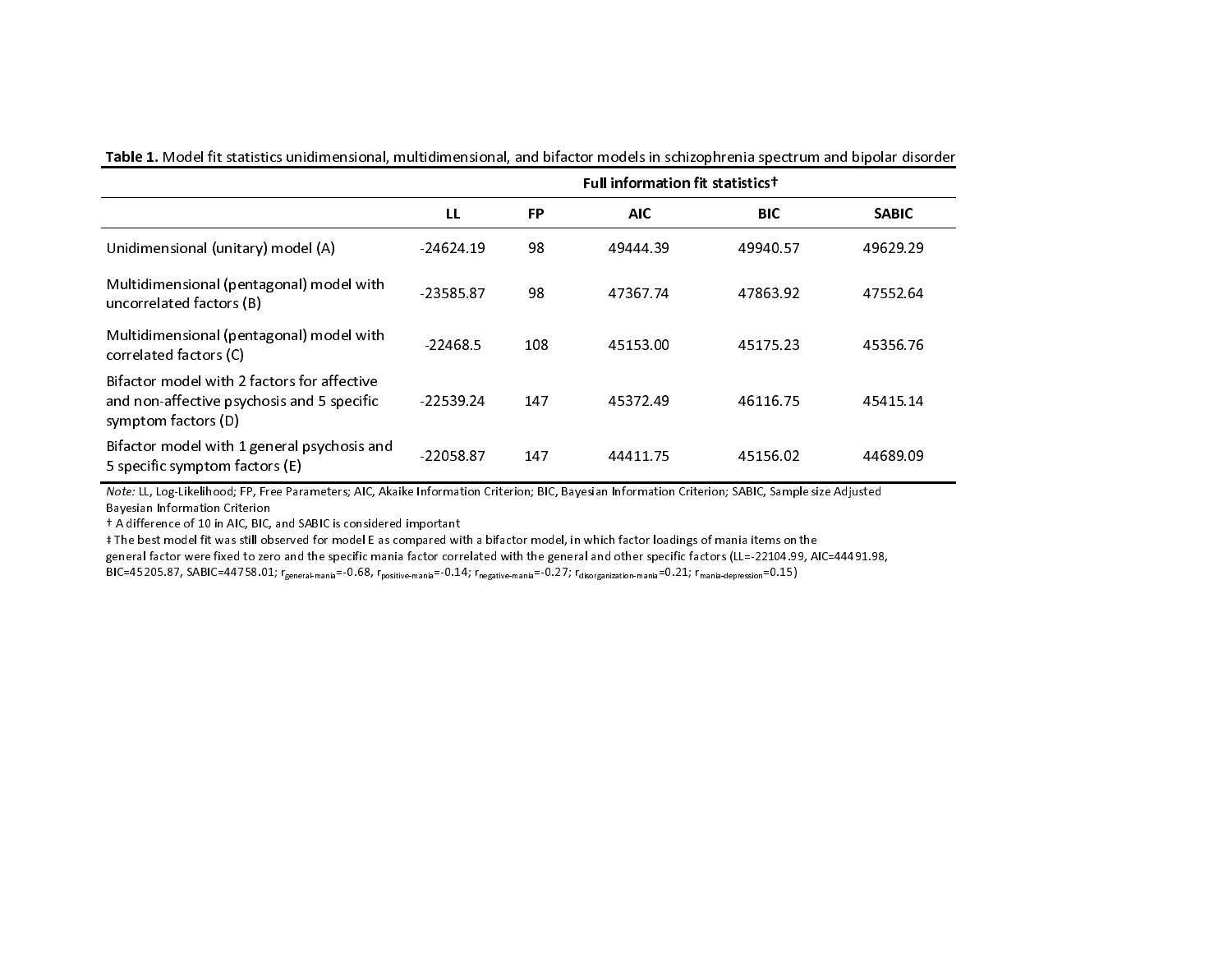**Table 1.** Model fit statistics unidimensional, multidimensional, and bifactor models in schizophrenia spectrum and bipolar disorder

| | Full information fit statistics† | | | | |
|---|---|---|---|---|---|
| | **LL** | **FP** | **AIC** | **BIC** | **SABIC** |
| Unidimensional (unitary) model (A) | -24624.19 | 98 | 49444.39 | 49940.57 | 49629.29 |
| Multidimensional (pentagonal) model with uncorrelated factors (B) | -23585.87 | 98 | 47367.74 | 47863.92 | 47552.64 |
| Multidimensional (pentagonal) model with correlated factors (C) | -22468.5 | 108 | 45153.00 | 45175.23 | 45356.76 |
| Bifactor model with 2 factors for affective and non-affective psychosis and 5 specific symptom factors (D) | -22539.24 | 147 | 45372.49 | 46116.75 | 45415.14 |
| Bifactor model with 1 general psychosis and 5 specific symptom factors (E) | -22058.87 | 147 | 44411.75 | 45156.02 | 44689.09 |

*Note:* LL, Log-Likelihood; FP, Free Parameters; AIC, Akaike Information Criterion; BIC, Bayesian Information Criterion; SABIC, Sample size Adjusted Bayesian Information Criterion

† A difference of 10 in AIC, BIC, and SABIC is considered important

‡ The best model fit was still observed for model E as compared with a bifactor model, in which factor loadings of mania items on the general factor were fixed to zero and the specific mania factor correlated with the general and other specific factors (LL=-22104.99, AIC=44491.98, BIC=45205.87, SABIC=44758.01; $r_{general-mania}$=-0.68, $r_{positive-mania}$=-0.14; $r_{negative-mania}$=-0.27; $r_{disorganization-mania}$=0.21; $r_{mania-depression}$=0.15)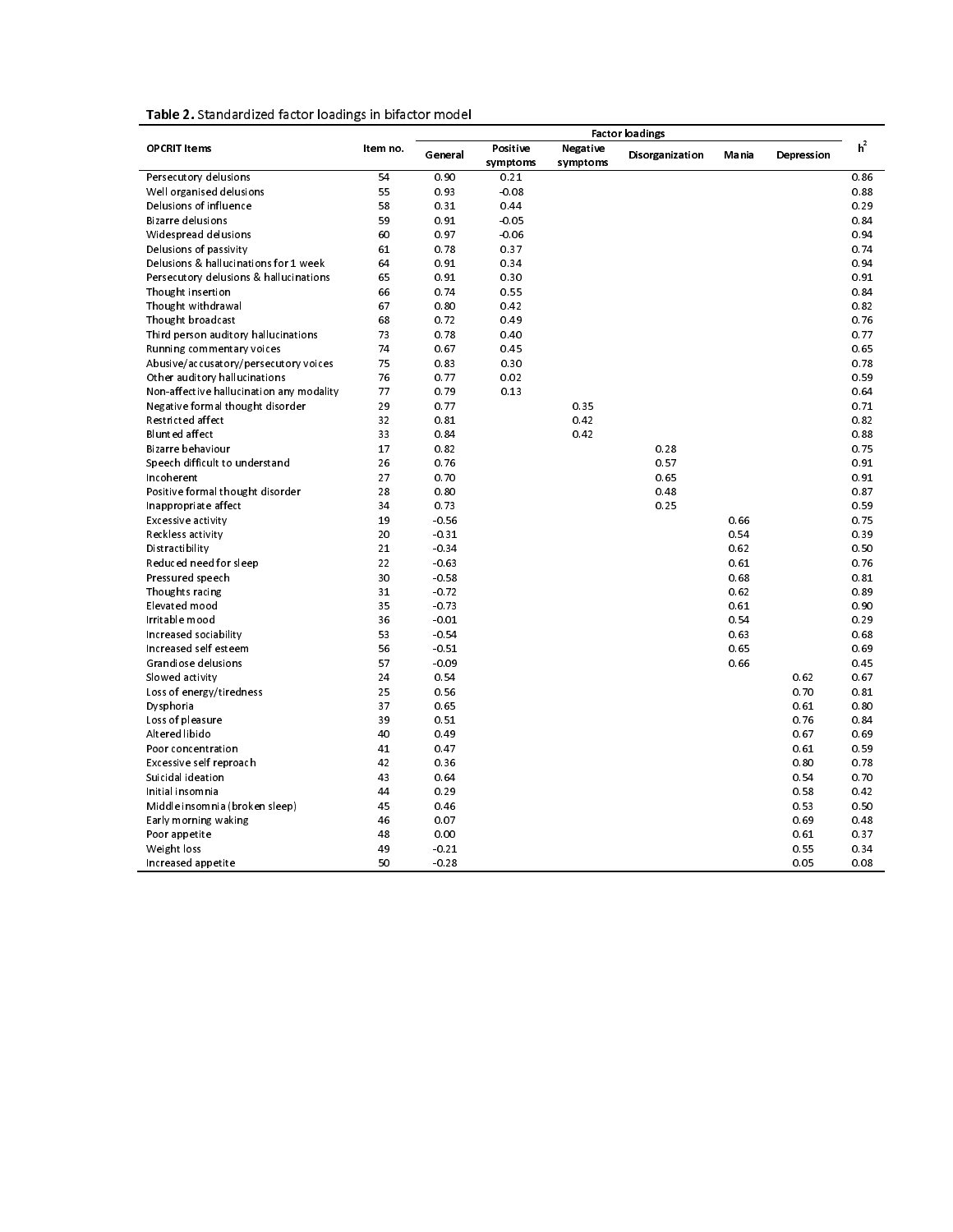**Table 2.** Standardized factor loadings in bifactor model

| OPCRIT Items | Item no. | Factor loadings | | | | | | $h^2$ |
|---|---|---|---|---|---|---|---|---|
| | | General | Positive symptoms | Negative symptoms | Disorganization | Mania | Depression | |
| Persecutory delusions | 54 | 0.90 | 0.21 | | | | | 0.86 |
| Well organised delusions | 55 | 0.93 | -0.08 | | | | | 0.88 |
| Delusions of influence | 58 | 0.31 | 0.44 | | | | | 0.29 |
| Bizarre delusions | 59 | 0.91 | -0.05 | | | | | 0.84 |
| Widespread delusions | 60 | 0.97 | -0.06 | | | | | 0.94 |
| Delusions of passivity | 61 | 0.78 | 0.37 | | | | | 0.74 |
| Delusions & hallucinations for 1 week | 64 | 0.91 | 0.34 | | | | | 0.94 |
| Persecutory delusions & hallucinations | 65 | 0.91 | 0.30 | | | | | 0.91 |
| Thought insertion | 66 | 0.74 | 0.55 | | | | | 0.84 |
| Thought withdrawal | 67 | 0.80 | 0.42 | | | | | 0.82 |
| Thought broadcast | 68 | 0.72 | 0.49 | | | | | 0.76 |
| Third person auditory hallucinations | 73 | 0.78 | 0.40 | | | | | 0.77 |
| Running commentary voices | 74 | 0.67 | 0.45 | | | | | 0.65 |
| Abusive/accusatory/persecutory voices | 75 | 0.83 | 0.30 | | | | | 0.78 |
| Other auditory hallucinations | 76 | 0.77 | 0.02 | | | | | 0.59 |
| Non-affective hallucination any modality | 77 | 0.79 | 0.13 | | | | | 0.64 |
| Negative formal thought disorder | 29 | 0.77 | | 0.35 | | | | 0.71 |
| Restricted affect | 32 | 0.81 | | 0.42 | | | | 0.82 |
| Blunted affect | 33 | 0.84 | | 0.42 | | | | 0.88 |
| Bizarre behaviour | 17 | 0.82 | | | 0.28 | | | 0.75 |
| Speech difficult to understand | 26 | 0.76 | | | 0.57 | | | 0.91 |
| Incoherent | 27 | 0.70 | | | 0.65 | | | 0.91 |
| Positive formal thought disorder | 28 | 0.80 | | | 0.48 | | | 0.87 |
| Inappropriate affect | 34 | 0.73 | | | 0.25 | | | 0.59 |
| Excessive activity | 19 | -0.56 | | | | 0.66 | | 0.75 |
| Reckless activity | 20 | -0.31 | | | | 0.54 | | 0.39 |
| Distractibility | 21 | -0.34 | | | | 0.62 | | 0.50 |
| Reduced need for sleep | 22 | -0.63 | | | | 0.61 | | 0.76 |
| Pressured speech | 30 | -0.58 | | | | 0.68 | | 0.81 |
| Thoughts racing | 31 | -0.72 | | | | 0.62 | | 0.89 |
| Elevated mood | 35 | -0.73 | | | | 0.61 | | 0.90 |
| Irritable mood | 36 | -0.01 | | | | 0.54 | | 0.29 |
| Increased sociability | 53 | -0.54 | | | | 0.63 | | 0.68 |
| Increased self esteem | 56 | -0.51 | | | | 0.65 | | 0.69 |
| Grandiose delusions | 57 | -0.09 | | | | 0.66 | | 0.45 |
| Slowed activity | 24 | 0.54 | | | | | 0.62 | 0.67 |
| Loss of energy/tiredness | 25 | 0.56 | | | | | 0.70 | 0.81 |
| Dysphoria | 37 | 0.65 | | | | | 0.61 | 0.80 |
| Loss of pleasure | 39 | 0.51 | | | | | 0.76 | 0.84 |
| Altered libido | 40 | 0.49 | | | | | 0.67 | 0.69 |
| Poor concentration | 41 | 0.47 | | | | | 0.61 | 0.59 |
| Excessive self reproach | 42 | 0.36 | | | | | 0.80 | 0.78 |
| Suicidal ideation | 43 | 0.64 | | | | | 0.54 | 0.70 |
| Initial insomnia | 44 | 0.29 | | | | | 0.58 | 0.42 |
| Middle insomnia (broken sleep) | 45 | 0.46 | | | | | 0.53 | 0.50 |
| Early morning waking | 46 | 0.07 | | | | | 0.69 | 0.48 |
| Poor appetite | 48 | 0.00 | | | | | 0.61 | 0.37 |
| Weight loss | 49 | -0.21 | | | | | 0.55 | 0.34 |
| Increased appetite | 50 | -0.28 | | | | | 0.05 | 0.08 |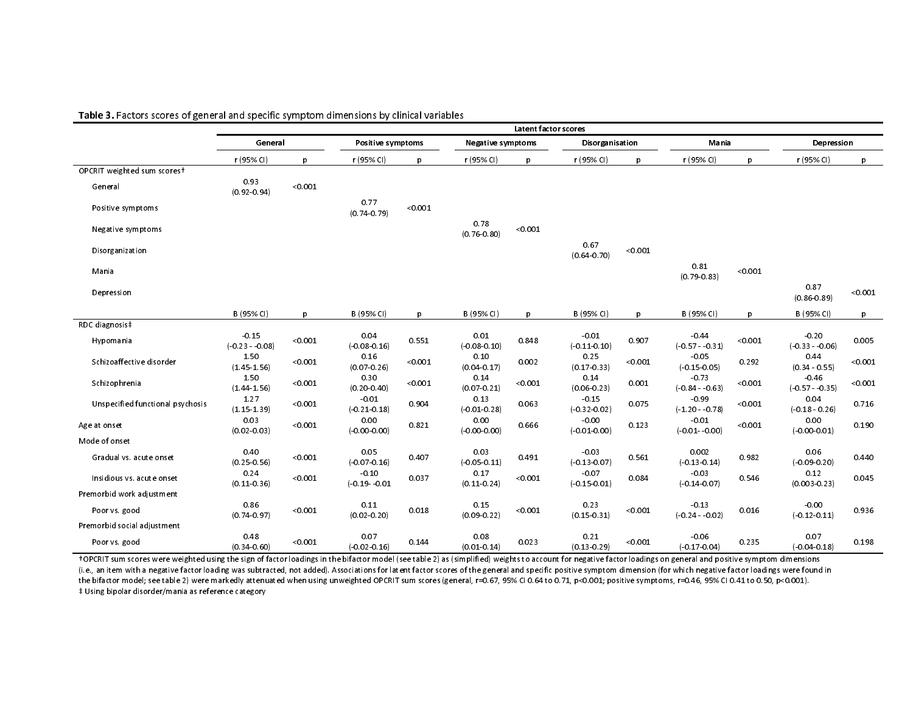**Table 3.** Factors scores of general and specific symptom dimensions by clinical variables

| | Latent factor scores | | | | | | | | | | | |
|---|---|---|---|---|---|---|---|---|---|---|---|---|
| | General | | Positive symptoms | | Negative symptoms | | Disorganisation | | Mania | | Depression | |
| | r (95% CI) | p | r (95% CI) | p | r (95% CI) | p | r (95% CI) | p | r (95% CI) | p | r (95% CI) | p |
| OPCRIT weighted sum scores† | | | | | | | | | | | | |
| General | 0.93 (0.92-0.94) | <0.001 | | | | | | | | | | |
| Positive symptoms | | | 0.77 (0.74-0.79) | <0.001 | | | | | | | | |
| Negative symptoms | | | | | 0.78 (0.76-0.80) | <0.001 | | | | | | |
| Disorganization | | | | | | | 0.67 (0.64-0.70) | <0.001 | | | | |
| Mania | | | | | | | | | 0.81 (0.79-0.83) | <0.001 | | |
| Depression | | | | | | | | | | | 0.87 (0.86-0.89) | <0.001 |
| | B (95% CI) | p | B (95% CI) | p | B (95% CI) | p | B (95% CI) | p | B (95% CI) | p | B (95% CI) | p |
| RDC diagnosis‡ | | | | | | | | | | | | |
| Hypomania | -0.15 (-0.23 - -0.08) | <0.001 | 0.04 (-0.08-0.16) | 0.551 | 0.01 (-0.08-0.10) | 0.848 | -0.01 (-0.11-0.10) | 0.907 | -0.44 (-0.57 - -0.31) | <0.001 | -0.20 (-0.33 - -0.06) | 0.005 |
| Schizoaffective disorder | 1.50 (1.45-1.56) | <0.001 | 0.16 (0.07-0.26) | <0.001 | 0.10 (0.04-0.17) | 0.002 | 0.25 (0.17-0.33) | <0.001 | -0.05 (-0.15-0.05) | 0.292 | 0.44 (0.34 - 0.55) | <0.001 |
| Schizophrenia | 1.50 (1.44-1.56) | <0.001 | 0.30 (0.20-0.40) | <0.001 | 0.14 (0.07-0.21) | <0.001 | 0.14 (0.06-0.23) | 0.001 | -0.73 (-0.84 - -0.63) | <0.001 | -0.46 (-0.57 - -0.35) | <0.001 |
| Unspecified functional psychosis | 1.27 (1.15-1.39) | <0.001 | -0.01 (-0.21-0.18) | 0.904 | 0.13 (-0.01-0.28) | 0.063 | -0.15 (-0.32-0.02) | 0.075 | -0.99 (-1.20 - -0.78) | <0.001 | 0.04 (-0.18 - 0.26) | 0.716 |
| Age at onset | 0.03 (0.02-0.03) | <0.001 | 0.00 (-0.00-0.00) | 0.821 | 0.00 (-0.00-0.00) | 0.666 | -0.00 (-0.01-0.00) | 0.123 | -0.01 (-0.01- -0.00) | <0.001 | 0.00 (-0.00-0.01) | 0.190 |
| Mode of onset | | | | | | | | | | | | |
| Gradual vs. acute onset | 0.40 (0.25-0.56) | <0.001 | 0.05 (-0.07-0.16) | 0.407 | 0.03 (-0.05-0.11) | 0.491 | -0.03 (-0.13-0.07) | 0.561 | 0.002 (-0.13-0.14) | 0.982 | 0.06 (-0.09-0.20) | 0.440 |
| Insidious vs. acute onset | 0.24 (0.11-0.36) | <0.001 | -0.10 (-0.19- -0.01 | 0.037 | 0.17 (0.11-0.24) | <0.001 | -0.07 (-0.15-0.01) | 0.084 | -0.03 (-0.14-0.07) | 0.546 | 0.12 (0.003-0.23) | 0.045 |
| Premorbid work adjustment | | | | | | | | | | | | |
| Poor vs. good | 0.86 (0.74-0.97) | <0.001 | 0.11 (0.02-0.20) | 0.018 | 0.15 (0.09-0.22) | <0.001 | 0.23 (0.15-0.31) | <0.001 | -0.13 (-0.24 - -0.02) | 0.016 | -0.00 (-0.12-0.11) | 0.936 |
| Premorbid social adjustment | | | | | | | | | | | | |
| Poor vs. good | 0.48 (0.34-0.60) | <0.001 | 0.07 (-0.02-0.16) | 0.144 | 0.08 (0.01-0.14) | 0.023 | 0.21 (0.13-0.29) | <0.001 | -0.06 (-0.17-0.04) | 0.235 | 0.07 (-0.04-0.18) | 0.198 |

†OPCRIT sum scores were weighted using the sign of factor loadings in the bifactor model (see table 2) as (simplified) weights to account for negative factor loadings on general and positive symptom dimensions (i.e., an item with a negative factor loading was subtracted, not added). Associations for latent factor scores of the general and specific positive symptom dimension (for which negative factor loadings were found in the bifactor model; see table 2) were markedly attenuated when using unweighted OPCRIT sum scores (general, r=0.67, 95% CI 0.64 to 0.71, p<0.001; positive symptoms, r=0.46, 95% CI 0.41 to 0.50, p<0.001).

‡ Using bipolar disorder/mania as reference category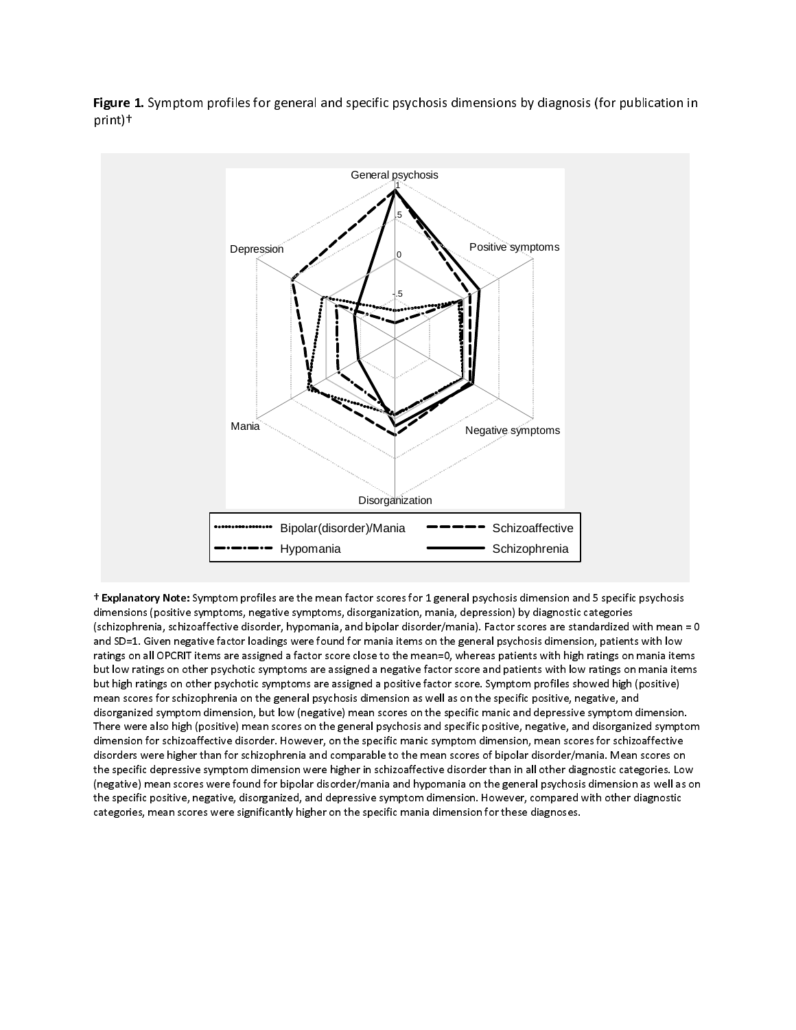**Figure 1.** Symptom profiles for general and specific psychosis dimensions by diagnosis (for publication in print)†

† **Explanatory Note:** Symptom profiles are the mean factor scores for 1 general psychosis dimension and 5 specific psychosis dimensions (positive symptoms, negative symptoms, disorganization, mania, depression) by diagnostic categories (schizophrenia, schizoaffective disorder, hypomania, and bipolar disorder/mania). Factor scores are standardized with mean = 0 and SD=1. Given negative factor loadings were found for mania items on the general psychosis dimension, patients with low ratings on all OPCRIT items are assigned a factor score close to the mean=0, whereas patients with high ratings on mania items but low ratings on other psychotic symptoms are assigned a negative factor score and patients with low ratings on mania items but high ratings on other psychotic symptoms are assigned a positive factor score. Symptom profiles showed high (positive) mean scores for schizophrenia on the general psychosis dimension as well as on the specific positive, negative, and disorganized symptom dimension, but low (negative) mean scores on the specific manic and depressive symptom dimension. There were also high (positive) mean scores on the general psychosis and specific positive, negative, and disorganized symptom dimension for schizoaffective disorder. However, on the specific manic symptom dimension, mean scores for schizoaffective disorders were higher than for schizophrenia and comparable to the mean scores of bipolar disorder/mania. Mean scores on the specific depressive symptom dimension were higher in schizoaffective disorder than in all other diagnostic categories. Low (negative) mean scores were found for bipolar disorder/mania and hypomania on the general psychosis dimension as well as on the specific positive, negative, disorganized, and depressive symptom dimension. However, compared with other diagnostic categories, mean scores were significantly higher on the specific mania dimension for these diagnoses.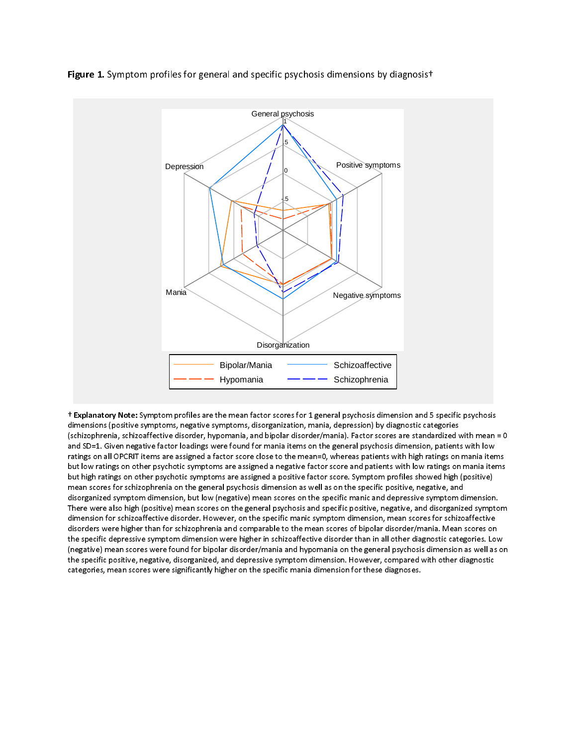**Figure 1.** Symptom profiles for general and specific psychosis dimensions by diagnosis†

General psychosis

1

.5

0

-.5

Positive symptoms

Negative symptoms

Disorganization

Mania

Depression

Bipolar/Mania

Hypomania

Schizoaffective

Schizophrenia

† **Explanatory Note:** Symptom profiles are the mean factor scores for 1 general psychosis dimension and 5 specific psychosis dimensions (positive symptoms, negative symptoms, disorganization, mania, depression) by diagnostic categories (schizophrenia, schizoaffective disorder, hypomania, and bipolar disorder/mania). Factor scores are standardized with mean = 0 and SD=1. Given negative factor loadings were found for mania items on the general psychosis dimension, patients with low ratings on all OPCRIT items are assigned a factor score close to the mean=0, whereas patients with high ratings on mania items but low ratings on other psychotic symptoms are assigned a negative factor score and patients with low ratings on mania items but high ratings on other psychotic symptoms are assigned a positive factor score. Symptom profiles showed high (positive) mean scores for schizophrenia on the general psychosis dimension as well as on the specific positive, negative, and disorganized symptom dimension, but low (negative) mean scores on the specific manic and depressive symptom dimension. There were also high (positive) mean scores on the general psychosis and specific positive, negative, and disorganized symptom dimension for schizoaffective disorder. However, on the specific manic symptom dimension, mean scores for schizoaffective disorders were higher than for schizophrenia and comparable to the mean scores of bipolar disorder/mania. Mean scores on the specific depressive symptom dimension were higher in schizoaffective disorder than in all other diagnostic categories. Low (negative) mean scores were found for bipolar disorder/mania and hypomania on the general psychosis dimension as well as on the specific positive, negative, disorganized, and depressive symptom dimension. However, compared with other diagnostic categories, mean scores were significantly higher on the specific mania dimension for these diagnoses.